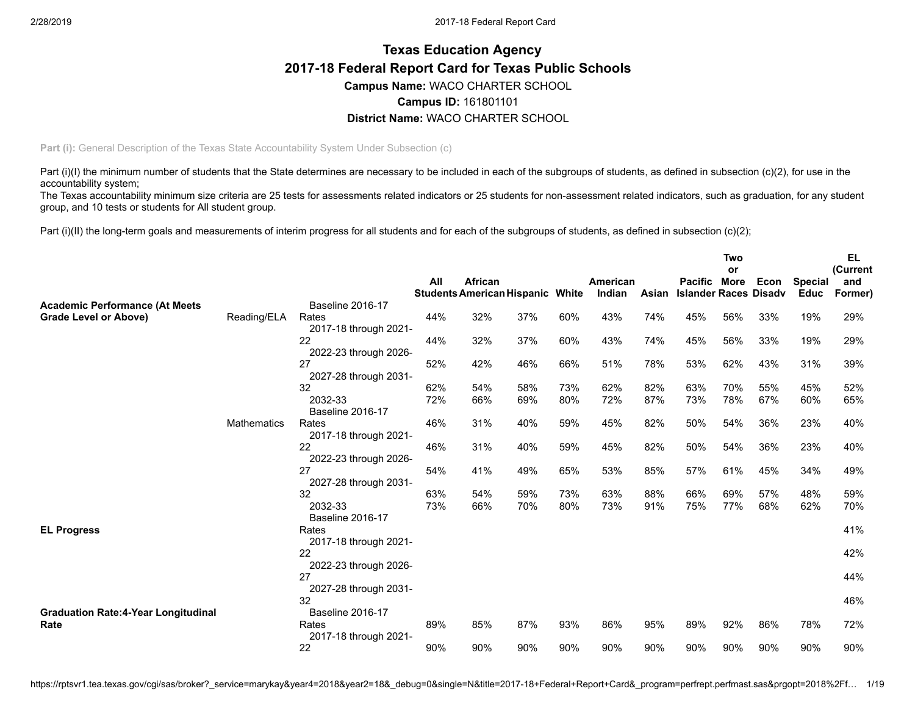# Texas Education Agency
## 2017-18 Federal Report Card for Texas Public Schools

**Campus Name:** WACO CHARTER SCHOOL

**Campus ID:** 161801101

**District Name:** WACO CHARTER SCHOOL

**Part (i):** General Description of the Texas State Accountability System Under Subsection (c)

Part (i)(I) the minimum number of students that the State determines are necessary to be included in each of the subgroups of students, as defined in subsection (c)(2), for use in the accountability system;
The Texas accountability minimum size criteria are 25 tests for assessments related indicators or 25 students for non-assessment related indicators, such as graduation, for any student group, and 10 tests or students for All student group.

Part (i)(II) the long-term goals and measurements of interim progress for all students and for each of the subgroups of students, as defined in subsection (c)(2);

| | | | All Students | African American | Hispanic | White | American Indian | Asian | Pacific Islander | Two or More Races | Econ Disadv | Special Educ | EL (Current and Former) |
|---|---|---|---|---|---|---|---|---|---|---|---|---|---|
| **Academic Performance (At Meets Grade Level or Above)** | Reading/ELA | Baseline 2016-17 Rates | 44% | 32% | 37% | 60% | 43% | 74% | 45% | 56% | 33% | 19% | 29% |
| | | 2017-18 through 2021-22 | 44% | 32% | 37% | 60% | 43% | 74% | 45% | 56% | 33% | 19% | 29% |
| | | 2022-23 through 2026-27 | 52% | 42% | 46% | 66% | 51% | 78% | 53% | 62% | 43% | 31% | 39% |
| | | 2027-28 through 2031-32 | 62% | 54% | 58% | 73% | 62% | 82% | 63% | 70% | 55% | 45% | 52% |
| | | 2032-33 | 72% | 66% | 69% | 80% | 72% | 87% | 73% | 78% | 67% | 60% | 65% |
| | Mathematics | Baseline 2016-17 Rates | 46% | 31% | 40% | 59% | 45% | 82% | 50% | 54% | 36% | 23% | 40% |
| | | 2017-18 through 2021-22 | 46% | 31% | 40% | 59% | 45% | 82% | 50% | 54% | 36% | 23% | 40% |
| | | 2022-23 through 2026-27 | 54% | 41% | 49% | 65% | 53% | 85% | 57% | 61% | 45% | 34% | 49% |
| | | 2027-28 through 2031-32 | 63% | 54% | 59% | 73% | 63% | 88% | 66% | 69% | 57% | 48% | 59% |
| | | 2032-33 | 73% | 66% | 70% | 80% | 73% | 91% | 75% | 77% | 68% | 62% | 70% |
| **EL Progress** | | Baseline 2016-17 Rates | | | | | | | | | | | 41% |
| | | 2017-18 through 2021-22 | | | | | | | | | | | 42% |
| | | 2022-23 through 2026-27 | | | | | | | | | | | 44% |
| | | 2027-28 through 2031-32 | | | | | | | | | | | 46% |
| **Graduation Rate:4-Year Longitudinal Rate** | | Baseline 2016-17 Rates | 89% | 85% | 87% | 93% | 86% | 95% | 89% | 92% | 86% | 78% | 72% |
| | | 2017-18 through 2021-22 | 90% | 90% | 90% | 90% | 90% | 90% | 90% | 90% | 90% | 90% | 90% |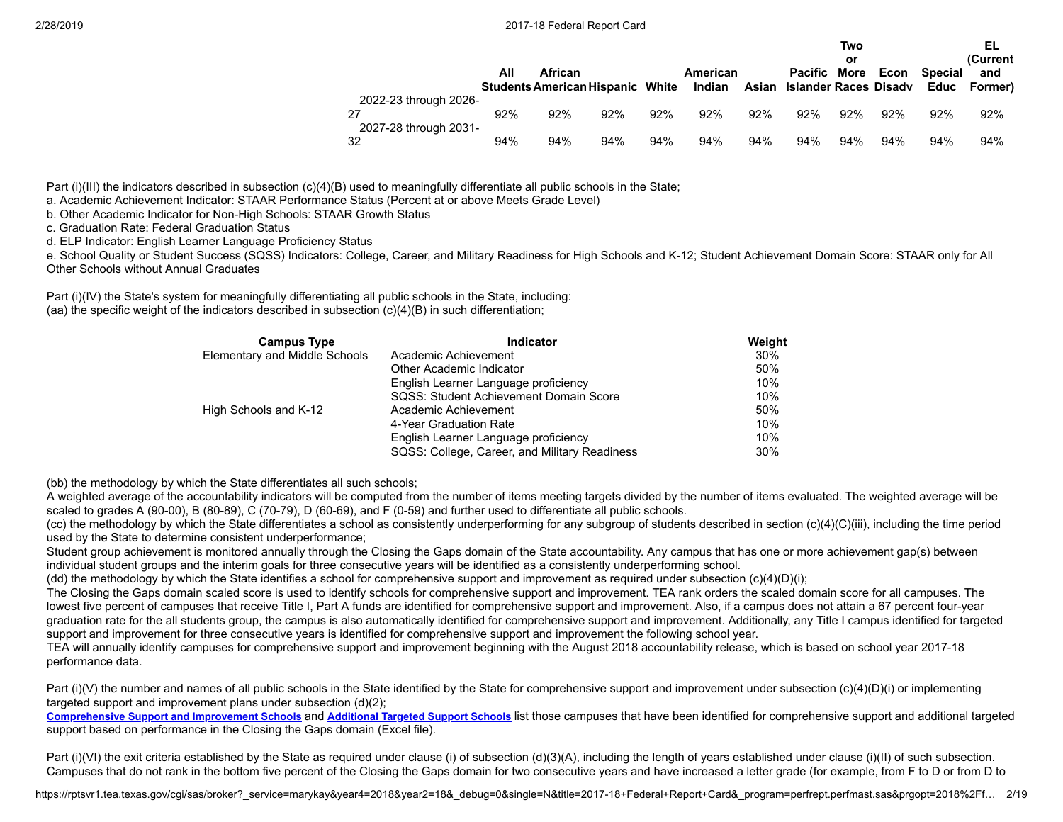| | All Students | African American | Hispanic | White | American Indian | Asian | Pacific Islander | Two or More Races | Econ Disadv | Special Educ | EL (Current and Former) |
|---|---|---|---|---|---|---|---|---|---|---|---|
| 2022-23 through 2026-27 | 92% | 92% | 92% | 92% | 92% | 92% | 92% | 92% | 92% | 92% | 92% |
| 2027-28 through 2031-32 | 94% | 94% | 94% | 94% | 94% | 94% | 94% | 94% | 94% | 94% | 94% |

Part (i)(III) the indicators described in subsection (c)(4)(B) used to meaningfully differentiate all public schools in the State;
a. Academic Achievement Indicator: STAAR Performance Status (Percent at or above Meets Grade Level)
b. Other Academic Indicator for Non-High Schools: STAAR Growth Status
c. Graduation Rate: Federal Graduation Status
d. ELP Indicator: English Learner Language Proficiency Status
e. School Quality or Student Success (SQSS) Indicators: College, Career, and Military Readiness for High Schools and K-12; Student Achievement Domain Score: STAAR only for All Other Schools without Annual Graduates

Part (i)(IV) the State's system for meaningfully differentiating all public schools in the State, including:
(aa) the specific weight of the indicators described in subsection (c)(4)(B) in such differentiation;

| Campus Type | Indicator | Weight |
|---|---|---|
| Elementary and Middle Schools | Academic Achievement | 30% |
| | Other Academic Indicator | 50% |
| | English Learner Language proficiency | 10% |
| | SQSS: Student Achievement Domain Score | 10% |
| High Schools and K-12 | Academic Achievement | 50% |
| | 4-Year Graduation Rate | 10% |
| | English Learner Language proficiency | 10% |
| | SQSS: College, Career, and Military Readiness | 30% |

(bb) the methodology by which the State differentiates all such schools;
A weighted average of the accountability indicators will be computed from the number of items meeting targets divided by the number of items evaluated. The weighted average will be scaled to grades A (90-00), B (80-89), C (70-79), D (60-69), and F (0-59) and further used to differentiate all public schools.
(cc) the methodology by which the State differentiates a school as consistently underperforming for any subgroup of students described in section (c)(4)(C)(iii), including the time period used by the State to determine consistent underperformance;
Student group achievement is monitored annually through the Closing the Gaps domain of the State accountability. Any campus that has one or more achievement gap(s) between individual student groups and the interim goals for three consecutive years will be identified as a consistently underperforming school.
(dd) the methodology by which the State identifies a school for comprehensive support and improvement as required under subsection (c)(4)(D)(i);
The Closing the Gaps domain scaled score is used to identify schools for comprehensive support and improvement. TEA rank orders the scaled domain score for all campuses. The lowest five percent of campuses that receive Title I, Part A funds are identified for comprehensive support and improvement. Also, if a campus does not attain a 67 percent four-year graduation rate for the all students group, the campus is also automatically identified for comprehensive support and improvement. Additionally, any Title I campus identified for targeted support and improvement for three consecutive years is identified for comprehensive support and improvement the following school year.
TEA will annually identify campuses for comprehensive support and improvement beginning with the August 2018 accountability release, which is based on school year 2017-18 performance data.

Part (i)(V) the number and names of all public schools in the State identified by the State for comprehensive support and improvement under subsection (c)(4)(D)(i) or implementing targeted support and improvement plans under subsection (d)(2);
**Comprehensive Support and Improvement Schools** and **Additional Targeted Support Schools** list those campuses that have been identified for comprehensive support and additional targeted support based on performance in the Closing the Gaps domain (Excel file).

Part (i)(VI) the exit criteria established by the State as required under clause (i) of subsection (d)(3)(A), including the length of years established under clause (i)(II) of such subsection.
Campuses that do not rank in the bottom five percent of the Closing the Gaps domain for two consecutive years and have increased a letter grade (for example, from F to D or from D to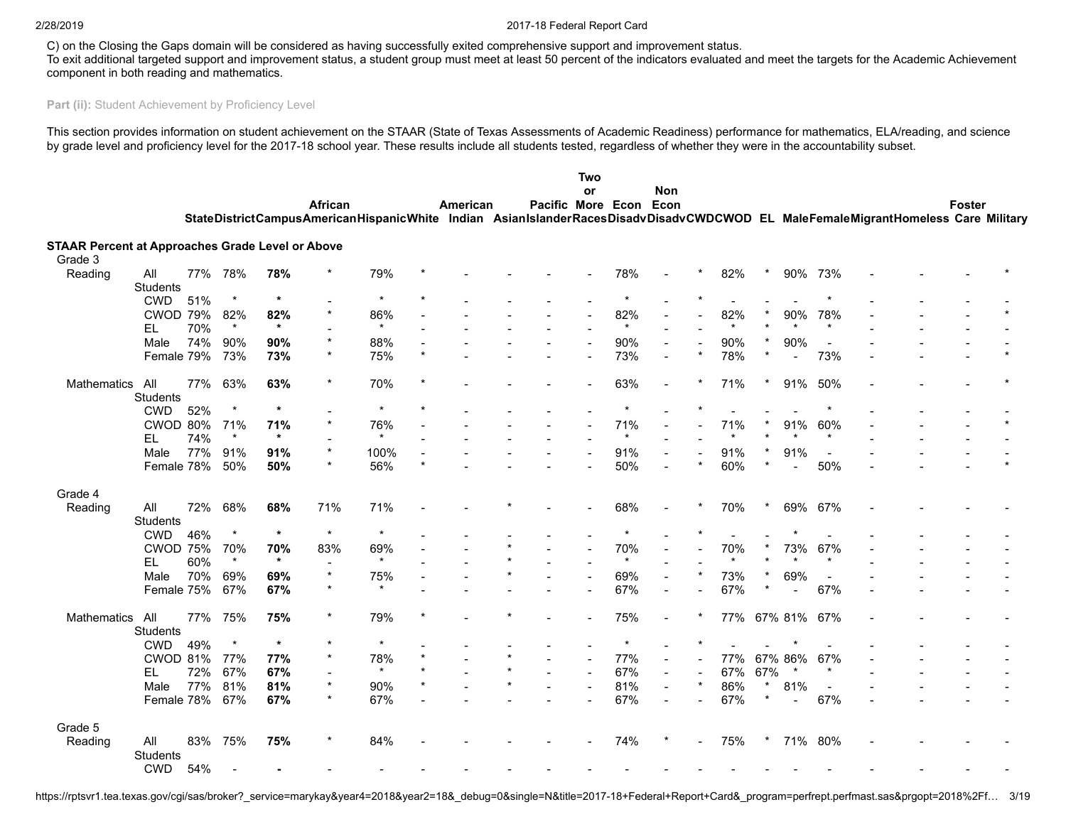C) on the Closing the Gaps domain will be considered as having successfully exited comprehensive support and improvement status.
To exit additional targeted support and improvement status, a student group must meet at least 50 percent of the indicators evaluated and meet the targets for the Academic Achievement component in both reading and mathematics.

**Part (ii):** Student Achievement by Proficiency Level

This section provides information on student achievement on the STAAR (State of Texas Assessments of Academic Readiness) performance for mathematics, ELA/reading, and science by grade level and proficiency level for the 2017-18 school year. These results include all students tested, regardless of whether they were in the accountability subset.

| | | State | District | Campus | African American | Hispanic | White | American Indian | Asian | Pacific Islander | Two or More Races | Econ Disadv | Non Econ Disadv | CWD | CWOD | EL | Male | Female | Migrant | Homeless | Foster Care | Military |
|---|---|---|---|---|---|---|---|---|---|---|---|---|---|---|---|---|---|---|---|---|---|---|
| **STAAR Percent at Approaches Grade Level or Above** | | | | | | | | | | | | | | | | | | | | | | |
| Grade 3 | | | | | | | | | | | | | | | | | | | | | | |
| Reading | All Students | 77% | 78% | **78%** | * | 79% | * | - | - | - | - | 78% | - | * | 82% | * | 90% | 73% | - | - | - | * |
| | CWD | 51% | * | * | - | * | * | - | - | - | - | * | - | * | - | - | - | * | - | - | - | - |
| | CWOD | 79% | 82% | **82%** | * | 86% | - | - | - | - | - | 82% | - | - | 82% | * | 90% | 78% | - | - | - | * |
| | EL | 70% | * | * | - | * | - | - | - | - | - | * | - | - | * | * | * | * | - | - | - | - |
| | Male | 74% | 90% | **90%** | * | 88% | - | - | - | - | - | 90% | - | - | 90% | * | 90% | - | - | - | - | - |
| | Female | 79% | 73% | **73%** | * | 75% | * | - | - | - | - | 73% | - | * | 78% | * | - | 73% | - | - | - | * |
| Mathematics | All Students | 77% | 63% | **63%** | * | 70% | * | - | - | - | - | 63% | - | * | 71% | * | 91% | 50% | - | - | - | * |
| | CWD | 52% | * | * | - | * | * | - | - | - | - | * | - | * | - | - | - | * | - | - | - | - |
| | CWOD | 80% | 71% | **71%** | * | 76% | - | - | - | - | - | 71% | - | - | 71% | * | 91% | 60% | - | - | - | * |
| | EL | 74% | * | * | - | * | - | - | - | - | - | * | - | - | * | * | * | * | - | - | - | - |
| | Male | 77% | 91% | **91%** | * | 100% | - | - | - | - | - | 91% | - | - | 91% | * | 91% | - | - | - | - | - |
| | Female | 78% | 50% | **50%** | * | 56% | * | - | - | - | - | 50% | - | * | 60% | * | - | 50% | - | - | - | * |
| Grade 4 | | | | | | | | | | | | | | | | | | | | | | |
| Reading | All Students | 72% | 68% | **68%** | 71% | 71% | - | - | * | - | - | 68% | - | * | 70% | * | 69% | 67% | - | - | - | - |
| | CWD | 46% | * | * | * | * | - | - | - | - | - | * | - | * | - | - | * | - | - | - | - | - |
| | CWOD | 75% | 70% | **70%** | 83% | 69% | - | - | * | - | - | 70% | - | - | 70% | * | 73% | 67% | - | - | - | - |
| | EL | 60% | * | * | - | * | - | - | * | - | - | * | - | - | * | * | * | * | - | - | - | - |
| | Male | 70% | 69% | **69%** | * | 75% | - | - | * | - | - | 69% | - | * | 73% | * | 69% | - | - | - | - | - |
| | Female | 75% | 67% | **67%** | * | * | - | - | - | - | - | 67% | - | - | 67% | * | - | 67% | - | - | - | - |
| Mathematics | All Students | 77% | 75% | **75%** | * | 79% | * | - | * | - | - | 75% | - | * | 77% | 67% | 81% | 67% | - | - | - | - |
| | CWD | 49% | * | * | * | * | - | - | - | - | - | * | - | * | - | - | * | - | - | - | - | - |
| | CWOD | 81% | 77% | **77%** | * | 78% | * | - | * | - | - | 77% | - | - | 77% | 67% | 86% | 67% | - | - | - | - |
| | EL | 72% | 67% | **67%** | - | * | * | - | * | - | - | 67% | - | - | 67% | 67% | * | * | - | - | - | - |
| | Male | 77% | 81% | **81%** | * | 90% | * | - | * | - | - | 81% | - | * | 86% | * | 81% | - | - | - | - | - |
| | Female | 78% | 67% | **67%** | * | 67% | - | - | - | - | - | 67% | - | - | 67% | * | - | 67% | - | - | - | - |
| Grade 5 | | | | | | | | | | | | | | | | | | | | | | |
| Reading | All Students | 83% | 75% | **75%** | * | 84% | - | - | - | - | - | 74% | * | - | 75% | * | 71% | 80% | - | - | - | - |
| | CWD | 54% | - | **-** | - | - | - | - | - | - | - | - | - | - | - | - | - | - | - | - | - | - |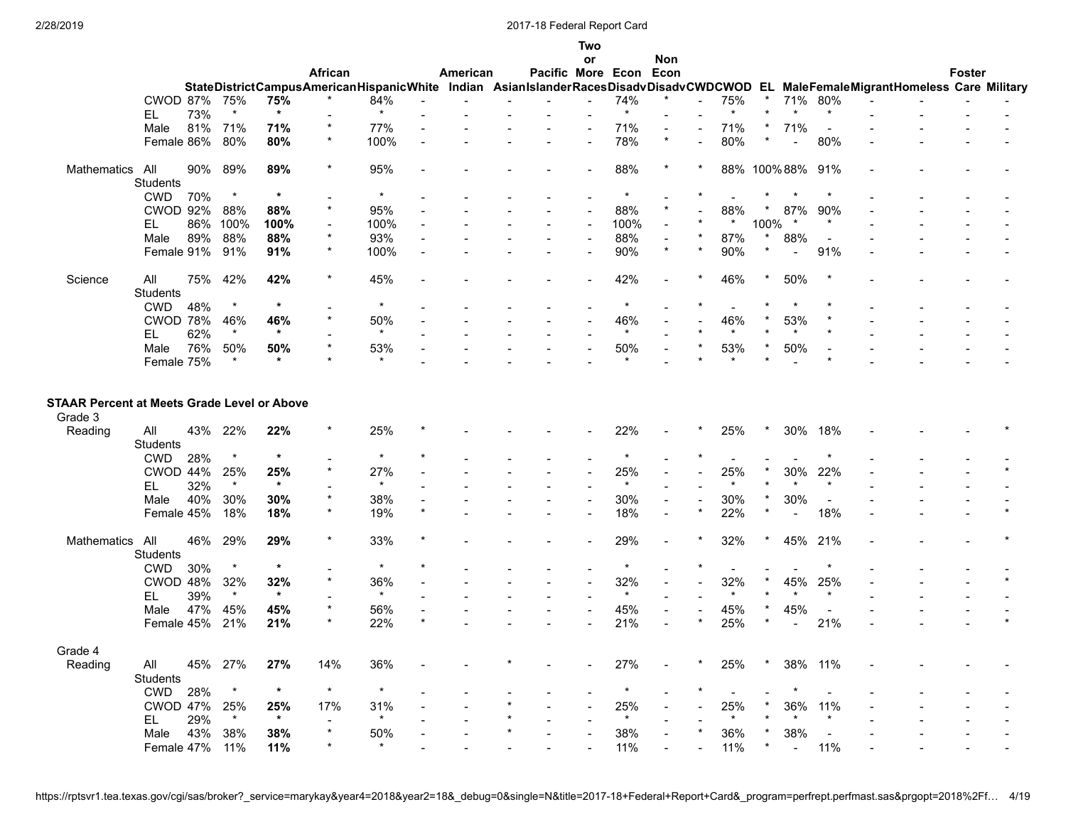| | | State | District | Campus | African American | Hispanic | White | American Indian | Asian | Pacific Islander | Two or More Races | Econ Disadv | Non Econ Disadv | CWD | CWOD | EL | Male | Female | Migrant | Homeless | Foster Care | Military |
|---|---|---|---|---|---|---|---|---|---|---|---|---|---|---|---|---|---|---|---|---|---|---|
| | CWOD | 87% | 75% | **75%** | * | 84% | - | - | - | - | - | 74% | * | - | 75% | * | 71% | 80% | - | - | - | - |
| | EL | 73% | * | ***** | - | * | - | - | - | - | - | * | - | - | * | * | * | * | - | - | - | - |
| | Male | 81% | 71% | **71%** | * | 77% | - | - | - | - | - | 71% | - | - | 71% | * | 71% | - | - | - | - | - |
| | Female | 86% | 80% | **80%** | * | 100% | - | - | - | - | - | 78% | * | - | 80% | * | - | 80% | - | - | - | - |
| Mathematics | All Students | 90% | 89% | **89%** | * | 95% | - | - | - | - | - | 88% | * | * | 88% | 100% | 88% | 91% | - | - | - | - |
| | CWD | 70% | * | ***** | - | * | - | - | - | - | - | * | - | * | - | * | * | * | - | - | - | - |
| | CWOD | 92% | 88% | **88%** | * | 95% | - | - | - | - | - | 88% | * | - | 88% | * | 87% | 90% | - | - | - | - |
| | EL | 86% | 100% | **100%** | - | 100% | - | - | - | - | - | 100% | - | * | * | 100% | * | * | - | - | - | - |
| | Male | 89% | 88% | **88%** | * | 93% | - | - | - | - | - | 88% | - | * | 87% | * | 88% | - | - | - | - | - |
| | Female | 91% | 91% | **91%** | * | 100% | - | - | - | - | - | 90% | * | * | 90% | * | - | 91% | - | - | - | - |
| Science | All Students | 75% | 42% | **42%** | * | 45% | - | - | - | - | - | 42% | - | * | 46% | * | 50% | * | - | - | - | - |
| | CWD | 48% | * | ***** | - | * | - | - | - | - | - | * | - | * | - | * | * | * | - | - | - | - |
| | CWOD | 78% | 46% | **46%** | * | 50% | - | - | - | - | - | 46% | - | - | 46% | * | 53% | * | - | - | - | - |
| | EL | 62% | * | ***** | - | * | - | - | - | - | - | * | - | * | * | * | * | * | - | - | - | - |
| | Male | 76% | 50% | **50%** | * | 53% | - | - | - | - | - | 50% | - | * | 53% | * | 50% | - | - | - | - | - |
| | Female | 75% | * | ***** | * | * | - | - | - | - | - | * | - | * | * | * | - | * | - | - | - | - |

**STAAR Percent at Meets Grade Level or Above**

| | | State | District | Campus | African American | Hispanic | White | American Indian | Asian | Pacific Islander | Two or More Races | Econ Disadv | Non Econ Disadv | CWD | CWOD | EL | Male | Female | Migrant | Homeless | Foster Care | Military |
|---|---|---|---|---|---|---|---|---|---|---|---|---|---|---|---|---|---|---|---|---|---|---|
| **Grade 3** | | | | | | | | | | | | | | | | | | | | | | |
| Reading | All Students | 43% | 22% | **22%** | * | 25% | * | - | - | - | - | 22% | - | * | 25% | * | 30% | 18% | - | - | - | * |
| | CWD | 28% | * | ***** | - | * | * | - | - | - | - | * | - | * | - | - | - | * | - | - | - | - |
| | CWOD | 44% | 25% | **25%** | * | 27% | - | - | - | - | - | 25% | - | - | 25% | * | 30% | 22% | - | - | - | * |
| | EL | 32% | * | ***** | - | * | - | - | - | - | - | * | - | - | * | * | * | * | - | - | - | - |
| | Male | 40% | 30% | **30%** | * | 38% | - | - | - | - | - | 30% | - | - | 30% | * | 30% | - | - | - | - | - |
| | Female | 45% | 18% | **18%** | * | 19% | * | - | - | - | - | 18% | - | * | 22% | * | - | 18% | - | - | - | * |
| Mathematics | All Students | 46% | 29% | **29%** | * | 33% | * | - | - | - | - | 29% | - | * | 32% | * | 45% | 21% | - | - | - | * |
| | CWD | 30% | * | ***** | - | * | * | - | - | - | - | * | - | * | - | - | - | * | - | - | - | - |
| | CWOD | 48% | 32% | **32%** | * | 36% | - | - | - | - | - | 32% | - | - | 32% | * | 45% | 25% | - | - | - | * |
| | EL | 39% | * | ***** | - | * | - | - | - | - | - | * | - | - | * | * | * | * | - | - | - | - |
| | Male | 47% | 45% | **45%** | * | 56% | - | - | - | - | - | 45% | - | - | 45% | * | 45% | - | - | - | - | - |
| | Female | 45% | 21% | **21%** | * | 22% | * | - | - | - | - | 21% | - | * | 25% | * | - | 21% | - | - | - | * |
| **Grade 4** | | | | | | | | | | | | | | | | | | | | | | |
| Reading | All Students | 45% | 27% | **27%** | 14% | 36% | - | - | * | - | - | 27% | - | * | 25% | * | 38% | 11% | - | - | - | - |
| | CWD | 28% | * | ***** | * | * | - | - | - | - | - | * | - | * | - | - | * | - | - | - | - | - |
| | CWOD | 47% | 25% | **25%** | 17% | 31% | - | - | * | - | - | 25% | - | - | 25% | * | 36% | 11% | - | - | - | - |
| | EL | 29% | * | ***** | - | * | - | - | * | - | - | * | - | - | * | * | * | * | - | - | - | - |
| | Male | 43% | 38% | **38%** | * | 50% | - | - | * | - | - | 38% | - | * | 36% | * | 38% | - | - | - | - | - |
| | Female | 47% | 11% | **11%** | * | * | - | - | - | - | - | 11% | - | - | 11% | * | - | 11% | - | - | - | - |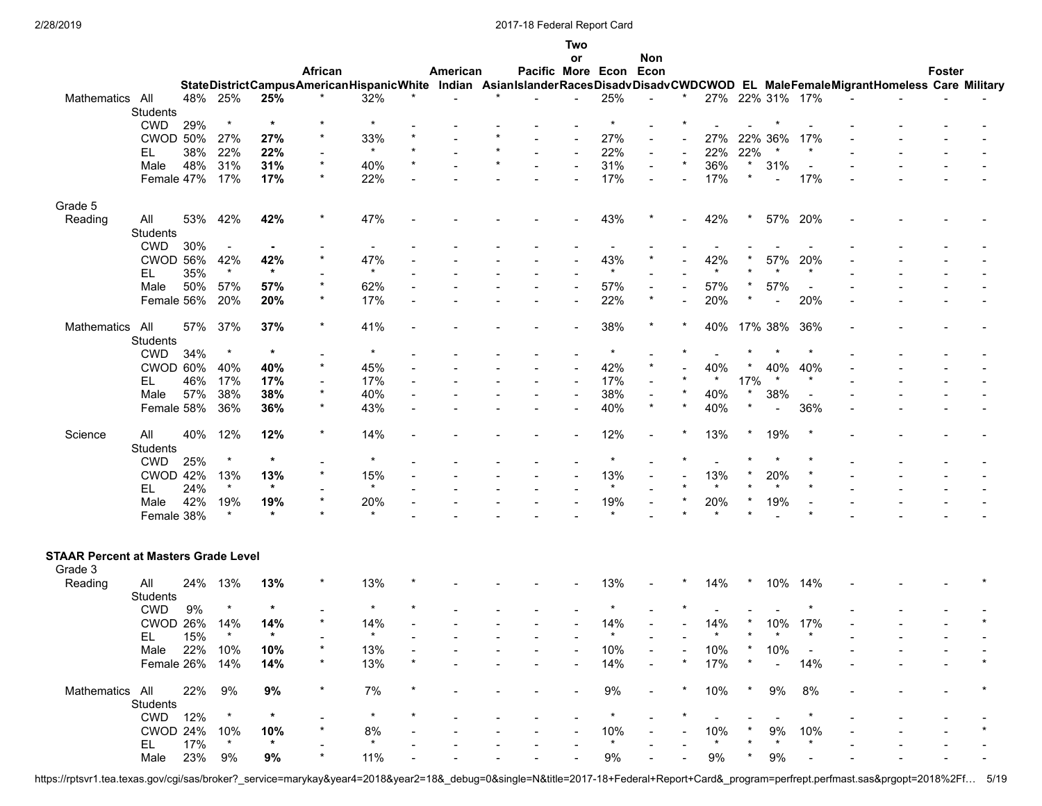| | | State | District | Campus | African American | Hispanic | White | American Indian | Asian | Pacific Islander | Two or More Races | Econ Disadv | Non Econ Disadv | CWD | CWOD | EL | Male | Female | Migrant | Homeless | Foster Care | Military |
|---|---|---|---|---|---|---|---|---|---|---|---|---|---|---|---|---|---|---|---|---|---|---|
| Mathematics | All Students | 48% | 25% | **25%** | * | 32% | * | - | * | - | - | 25% | - | * | 27% | 22% | 31% | 17% | - | - | - | - |
| | CWD | 29% | * | ***** | * | * | - | - | - | - | - | * | - | * | - | - | * | - | - | - | - | - |
| | CWOD | 50% | 27% | **27%** | * | 33% | * | - | * | - | - | 27% | - | - | 27% | 22% | 36% | 17% | - | - | - | - |
| | EL | 38% | 22% | **22%** | - | * | * | - | * | - | - | 22% | - | - | 22% | 22% | * | * | - | - | - | - |
| | Male | 48% | 31% | **31%** | * | 40% | * | - | * | - | - | 31% | - | * | 36% | * | 31% | - | - | - | - | - |
| | Female | 47% | 17% | **17%** | * | 22% | - | - | - | - | - | 17% | - | - | 17% | * | - | 17% | - | - | - | - |
| **Grade 5** | | | | | | | | | | | | | | | | | | | | | | |
| Reading | All Students | 53% | 42% | **42%** | * | 47% | - | - | - | - | - | 43% | * | - | 42% | * | 57% | 20% | - | - | - | - |
| | CWD | 30% | - | **-** | - | - | - | - | - | - | - | - | - | - | - | - | - | - | - | - | - | - |
| | CWOD | 56% | 42% | **42%** | * | 47% | - | - | - | - | - | 43% | * | - | 42% | * | 57% | 20% | - | - | - | - |
| | EL | 35% | * | ***** | - | * | - | - | - | - | - | * | - | - | * | * | * | * | - | - | - | - |
| | Male | 50% | 57% | **57%** | * | 62% | - | - | - | - | - | 57% | - | - | 57% | * | 57% | - | - | - | - | - |
| | Female | 56% | 20% | **20%** | * | 17% | - | - | - | - | - | 22% | * | - | 20% | * | - | 20% | - | - | - | - |
| Mathematics | All Students | 57% | 37% | **37%** | * | 41% | - | - | - | - | - | 38% | * | * | 40% | 17% | 38% | 36% | - | - | - | - |
| | CWD | 34% | * | ***** | - | * | - | - | - | - | - | * | - | * | - | * | * | * | - | - | - | - |
| | CWOD | 60% | 40% | **40%** | * | 45% | - | - | - | - | - | 42% | * | - | 40% | * | 40% | 40% | - | - | - | - |
| | EL | 46% | 17% | **17%** | - | 17% | - | - | - | - | - | 17% | - | * | * | 17% | * | * | - | - | - | - |
| | Male | 57% | 38% | **38%** | * | 40% | - | - | - | - | - | 38% | - | * | 40% | * | 38% | - | - | - | - | - |
| | Female | 58% | 36% | **36%** | * | 43% | - | - | - | - | - | 40% | * | * | 40% | * | - | 36% | - | - | - | - |
| Science | All Students | 40% | 12% | **12%** | * | 14% | - | - | - | - | - | 12% | - | * | 13% | * | 19% | * | - | - | - | - |
| | CWD | 25% | * | ***** | - | * | - | - | - | - | - | * | - | * | - | * | * | * | - | - | - | - |
| | CWOD | 42% | 13% | **13%** | * | 15% | - | - | - | - | - | 13% | - | - | 13% | * | 20% | * | - | - | - | - |
| | EL | 24% | * | ***** | - | * | - | - | - | - | - | * | - | * | * | * | * | * | - | - | - | - |
| | Male | 42% | 19% | **19%** | * | 20% | - | - | - | - | - | 19% | - | * | 20% | * | 19% | - | - | - | - | - |
| | Female | 38% | * | ***** | * | * | - | - | - | - | - | * | - | * | * | * | - | * | - | - | - | - |
| **STAAR Percent at Masters Grade Level** | | | | | | | | | | | | | | | | | | | | | | |
| **Grade 3** | | | | | | | | | | | | | | | | | | | | | | |
| Reading | All Students | 24% | 13% | **13%** | * | 13% | * | - | - | - | - | 13% | - | * | 14% | * | 10% | 14% | - | - | - | * |
| | CWD | 9% | * | ***** | - | * | * | - | - | - | - | * | - | * | - | - | - | * | - | - | - | - |
| | CWOD | 26% | 14% | **14%** | * | 14% | - | - | - | - | - | 14% | - | - | 14% | * | 10% | 17% | - | - | - | * |
| | EL | 15% | * | ***** | - | * | - | - | - | - | - | * | - | - | * | * | * | * | - | - | - | - |
| | Male | 22% | 10% | **10%** | * | 13% | - | - | - | - | - | 10% | - | - | 10% | * | 10% | - | - | - | - | - |
| | Female | 26% | 14% | **14%** | * | 13% | * | - | - | - | - | 14% | - | * | 17% | * | - | 14% | - | - | - | * |
| Mathematics | All Students | 22% | 9% | **9%** | * | 7% | * | - | - | - | - | 9% | - | * | 10% | * | 9% | 8% | - | - | - | * |
| | CWD | 12% | * | ***** | - | * | * | - | - | - | - | * | - | * | - | - | - | * | - | - | - | - |
| | CWOD | 24% | 10% | **10%** | * | 8% | - | - | - | - | - | 10% | - | - | 10% | * | 9% | 10% | - | - | - | * |
| | EL | 17% | * | ***** | - | * | - | - | - | - | - | * | - | - | * | * | * | * | - | - | - | - |
| | Male | 23% | 9% | **9%** | * | 11% | - | - | - | - | - | 9% | - | - | 9% | * | 9% | - | - | - | - | - |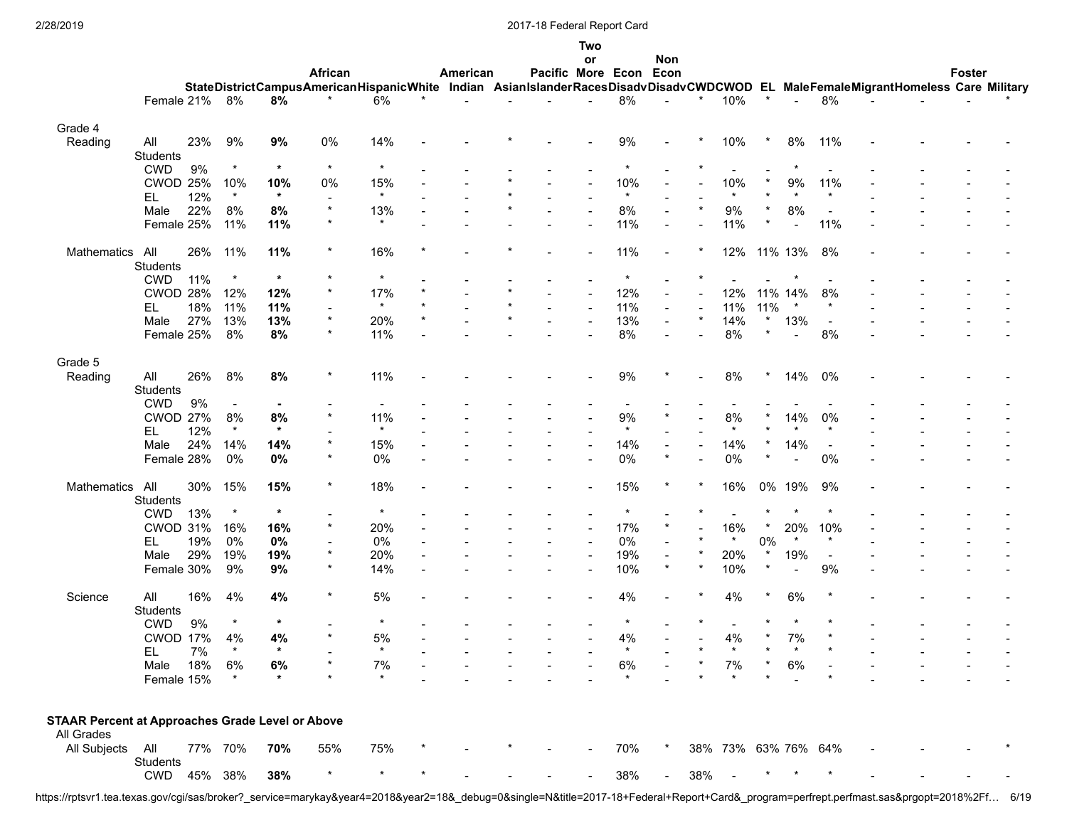| | | State | District | Campus | African American | Hispanic | White | American Indian | Asian | Pacific Islander | Two or More Races | Econ Disadv | Non Econ Disadv | CWD | CWOD | EL | Male | Female | Migrant | Homeless | Foster Care | Military |
|---|---|---|---|---|---|---|---|---|---|---|---|---|---|---|---|---|---|---|---|---|---|---|
| | Female | 21% | 8% | **8%** | * | 6% | * | - | - | - | - | 8% | - | * | 10% | * | - | 8% | - | - | - | * |
| **Grade 4** | | | | | | | | | | | | | | | | | | | | | | |
| Reading | All Students | 23% | 9% | **9%** | 0% | 14% | - | - | * | - | - | 9% | - | * | 10% | * | 8% | 11% | - | - | - | - |
| | CWD | 9% | * | * | * | * | - | - | - | - | - | * | - | * | - | - | * | - | - | - | - | - |
| | CWOD | 25% | 10% | **10%** | 0% | 15% | - | - | * | - | - | 10% | - | - | 10% | * | 9% | 11% | - | - | - | - |
| | EL | 12% | * | * | - | * | - | - | * | - | - | * | - | - | * | * | * | * | - | - | - | - |
| | Male | 22% | 8% | **8%** | * | 13% | - | - | * | - | - | 8% | - | * | 9% | * | 8% | - | - | - | - | - |
| | Female | 25% | 11% | **11%** | * | * | - | - | - | - | - | 11% | - | - | 11% | * | - | 11% | - | - | - | - |
| Mathematics | All Students | 26% | 11% | **11%** | * | 16% | * | - | * | - | - | 11% | - | * | 12% | 11% | 13% | 8% | - | - | - | - |
| | CWD | 11% | * | * | * | * | - | - | - | - | - | * | - | * | - | - | * | - | - | - | - | - |
| | CWOD | 28% | 12% | **12%** | * | 17% | * | - | * | - | - | 12% | - | - | 12% | 11% | 14% | 8% | - | - | - | - |
| | EL | 18% | 11% | **11%** | - | * | * | - | * | - | - | 11% | - | - | 11% | 11% | * | * | - | - | - | - |
| | Male | 27% | 13% | **13%** | * | 20% | * | - | * | - | - | 13% | - | * | 14% | * | 13% | - | - | - | - | - |
| | Female | 25% | 8% | **8%** | * | 11% | - | - | - | - | - | 8% | - | - | 8% | * | - | 8% | - | - | - | - |
| **Grade 5** | | | | | | | | | | | | | | | | | | | | | | |
| Reading | All Students | 26% | 8% | **8%** | * | 11% | - | - | - | - | - | 9% | * | - | 8% | * | 14% | 0% | - | - | - | - |
| | CWD | 9% | - | **-** | - | - | - | - | - | - | - | - | - | - | - | - | - | - | - | - | - | - |
| | CWOD | 27% | 8% | **8%** | * | 11% | - | - | - | - | - | 9% | * | - | 8% | * | 14% | 0% | - | - | - | - |
| | EL | 12% | * | * | - | * | - | - | - | - | - | * | - | - | * | * | * | * | - | - | - | - |
| | Male | 24% | 14% | **14%** | * | 15% | - | - | - | - | - | 14% | - | - | 14% | * | 14% | - | - | - | - | - |
| | Female | 28% | 0% | **0%** | * | 0% | - | - | - | - | - | 0% | * | - | 0% | * | - | 0% | - | - | - | - |
| Mathematics | All Students | 30% | 15% | **15%** | * | 18% | - | - | - | - | - | 15% | * | * | 16% | 0% | 19% | 9% | - | - | - | - |
| | CWD | 13% | * | * | - | * | - | - | - | - | - | * | - | * | - | * | * | * | - | - | - | - |
| | CWOD | 31% | 16% | **16%** | * | 20% | - | - | - | - | - | 17% | * | - | 16% | * | 20% | 10% | - | - | - | - |
| | EL | 19% | 0% | **0%** | - | 0% | - | - | - | - | - | 0% | - | * | * | 0% | * | * | - | - | - | - |
| | Male | 29% | 19% | **19%** | * | 20% | - | - | - | - | - | 19% | - | * | 20% | * | 19% | - | - | - | - | - |
| | Female | 30% | 9% | **9%** | * | 14% | - | - | - | - | - | 10% | * | * | 10% | * | - | 9% | - | - | - | - |
| Science | All Students | 16% | 4% | **4%** | * | 5% | - | - | - | - | - | 4% | - | * | 4% | * | 6% | * | - | - | - | - |
| | CWD | 9% | * | * | - | * | - | - | - | - | - | * | - | * | - | * | * | * | - | - | - | - |
| | CWOD | 17% | 4% | **4%** | * | 5% | - | - | - | - | - | 4% | - | - | 4% | * | 7% | * | - | - | - | - |
| | EL | 7% | * | * | - | * | - | - | - | - | - | * | - | * | * | * | * | * | - | - | - | - |
| | Male | 18% | 6% | **6%** | * | 7% | - | - | - | - | - | 6% | - | * | 7% | * | 6% | - | - | - | - | - |
| | Female | 15% | * | * | * | * | - | - | - | - | - | * | - | * | * | * | - | * | - | - | - | - |
| **STAAR Percent at Approaches Grade Level or Above** | | | | | | | | | | | | | | | | | | | | | | |
| All Grades | | | | | | | | | | | | | | | | | | | | | | |
| All Subjects | All Students | 77% | 70% | **70%** | 55% | 75% | * | - | * | - | - | 70% | * | 38% | 73% | 63% | 76% | 64% | - | - | - | * |
| | CWD | 45% | 38% | **38%** | * | * | * | - | - | - | - | 38% | - | 38% | - | * | * | * | - | - | - | - |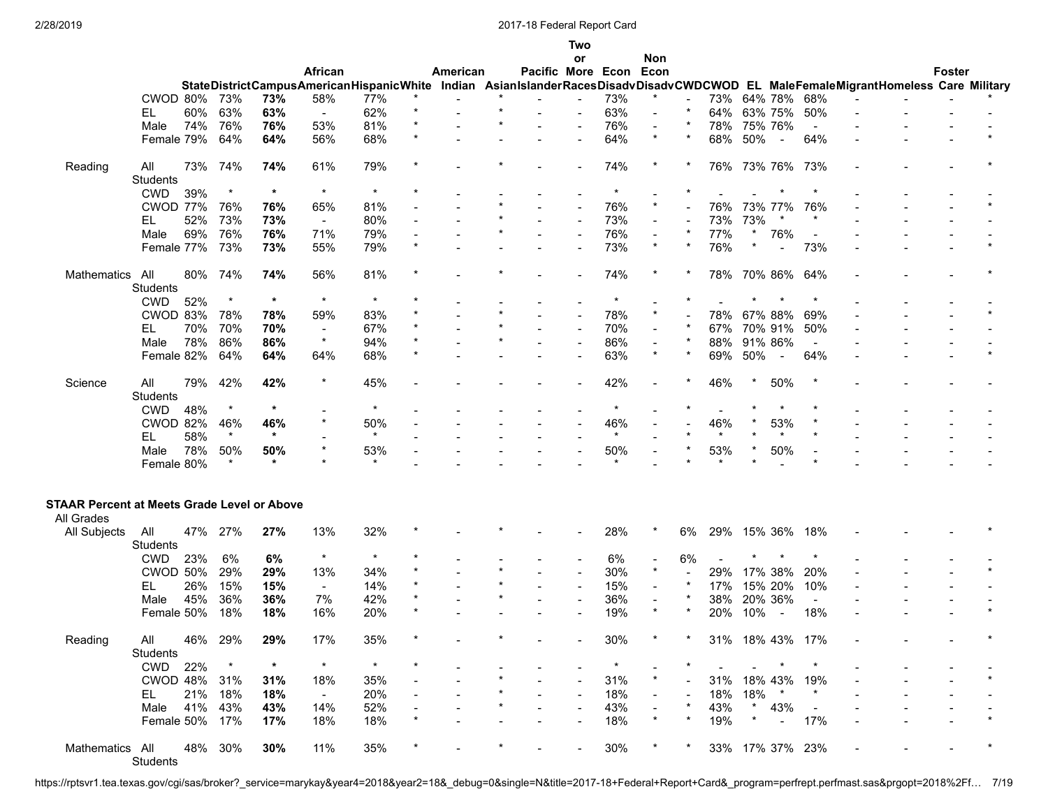| | | State | District | Campus | African American | Hispanic | White | American Indian | Asian | Pacific Islander | Two or More Races | Econ Disadv | Non Econ Disadv | CWD | CWOD | EL | Male | Female | Migrant | Homeless | Foster Care | Military |
|---|---|---|---|---|---|---|---|---|---|---|---|---|---|---|---|---|---|---|---|---|---|---|
| | CWOD | 80% | 73% | **73%** | 58% | 77% | * | - | * | - | - | 73% | * | - | 73% | 64% | 78% | 68% | - | - | - | * |
| | EL | 60% | 63% | **63%** | - | 62% | * | - | * | - | - | 63% | - | * | 64% | 63% | 75% | 50% | - | - | - | - |
| | Male | 74% | 76% | **76%** | 53% | 81% | * | - | * | - | - | 76% | - | * | 78% | 75% | 76% | - | - | - | - | - |
| | Female | 79% | 64% | **64%** | 56% | 68% | * | - | - | - | - | 64% | * | * | 68% | 50% | - | 64% | - | - | - | * |
| Reading | All Students | 73% | 74% | **74%** | 61% | 79% | * | - | * | - | - | 74% | * | * | 76% | 73% | 76% | 73% | - | - | - | * |
| | CWD | 39% | * | * | * | * | * | - | - | - | - | * | - | * | - | - | * | * | - | - | - | - |
| | CWOD | 77% | 76% | **76%** | 65% | 81% | - | - | * | - | - | 76% | * | - | 76% | 73% | 77% | 76% | - | - | - | * |
| | EL | 52% | 73% | **73%** | - | 80% | - | - | * | - | - | 73% | - | - | 73% | 73% | * | * | - | - | - | - |
| | Male | 69% | 76% | **76%** | 71% | 79% | - | - | * | - | - | 76% | - | * | 77% | * | 76% | - | - | - | - | - |
| | Female | 77% | 73% | **73%** | 55% | 79% | * | - | - | - | - | 73% | * | * | 76% | * | - | 73% | - | - | - | * |
| Mathematics | All Students | 80% | 74% | **74%** | 56% | 81% | * | - | * | - | - | 74% | * | * | 78% | 70% | 86% | 64% | - | - | - | * |
| | CWD | 52% | * | * | * | * | * | - | - | - | - | * | - | * | - | * | * | * | - | - | - | - |
| | CWOD | 83% | 78% | **78%** | 59% | 83% | * | - | * | - | - | 78% | * | - | 78% | 67% | 88% | 69% | - | - | - | * |
| | EL | 70% | 70% | **70%** | - | 67% | * | - | * | - | - | 70% | - | * | 67% | 70% | 91% | 50% | - | - | - | - |
| | Male | 78% | 86% | **86%** | * | 94% | * | - | * | - | - | 86% | - | * | 88% | 91% | 86% | - | - | - | - | - |
| | Female | 82% | 64% | **64%** | 64% | 68% | * | - | - | - | - | 63% | * | * | 69% | 50% | - | 64% | - | - | - | * |
| Science | All Students | 79% | 42% | **42%** | * | 45% | - | - | - | - | - | 42% | - | * | 46% | * | 50% | * | - | - | - | - |
| | CWD | 48% | * | * | - | * | - | - | - | - | - | * | - | * | - | * | * | * | - | - | - | - |
| | CWOD | 82% | 46% | **46%** | * | 50% | - | - | - | - | - | 46% | - | - | 46% | * | 53% | * | - | - | - | - |
| | EL | 58% | * | * | - | * | - | - | - | - | - | * | - | * | * | * | * | * | - | - | - | - |
| | Male | 78% | 50% | **50%** | * | 53% | - | - | - | - | - | 50% | - | * | 53% | * | 50% | - | - | - | - | - |
| | Female | 80% | * | * | * | * | - | - | - | - | - | * | - | * | * | * | - | * | - | - | - | - |

**STAAR Percent at Meets Grade Level or Above**

All Grades

| | | State | District | Campus | African American | Hispanic | White | American Indian | Asian | Pacific Islander | Two or More Races | Econ Disadv | Non Econ Disadv | CWD | CWOD | EL | Male | Female | Migrant | Homeless | Foster Care | Military |
|---|---|---|---|---|---|---|---|---|---|---|---|---|---|---|---|---|---|---|---|---|---|---|
| All Subjects | All Students | 47% | 27% | **27%** | 13% | 32% | * | - | * | - | - | 28% | * | 6% | 29% | 15% | 36% | 18% | - | - | - | * |
| | CWD | 23% | 6% | **6%** | * | * | * | - | - | - | - | 6% | - | 6% | - | * | * | * | - | - | - | - |
| | CWOD | 50% | 29% | **29%** | 13% | 34% | * | - | * | - | - | 30% | * | - | 29% | 17% | 38% | 20% | - | - | - | * |
| | EL | 26% | 15% | **15%** | - | 14% | * | - | * | - | - | 15% | - | * | 17% | 15% | 20% | 10% | - | - | - | - |
| | Male | 45% | 36% | **36%** | 7% | 42% | * | - | * | - | - | 36% | - | * | 38% | 20% | 36% | - | - | - | - | - |
| | Female | 50% | 18% | **18%** | 16% | 20% | * | - | - | - | - | 19% | * | * | 20% | 10% | - | 18% | - | - | - | * |
| Reading | All Students | 46% | 29% | **29%** | 17% | 35% | * | - | * | - | - | 30% | * | * | 31% | 18% | 43% | 17% | - | - | - | * |
| | CWD | 22% | * | * | * | * | * | - | - | - | - | * | - | * | - | - | * | * | - | - | - | - |
| | CWOD | 48% | 31% | **31%** | 18% | 35% | - | - | * | - | - | 31% | * | - | 31% | 18% | 43% | 19% | - | - | - | * |
| | EL | 21% | 18% | **18%** | - | 20% | - | - | * | - | - | 18% | - | - | 18% | 18% | * | * | - | - | - | - |
| | Male | 41% | 43% | **43%** | 14% | 52% | - | - | * | - | - | 43% | - | * | 43% | * | 43% | - | - | - | - | - |
| | Female | 50% | 17% | **17%** | 18% | 18% | * | - | - | - | - | 18% | * | * | 19% | * | - | 17% | - | - | - | * |
| Mathematics | All Students | 48% | 30% | **30%** | 11% | 35% | * | - | * | - | - | 30% | * | * | 33% | 17% | 37% | 23% | - | - | - | * |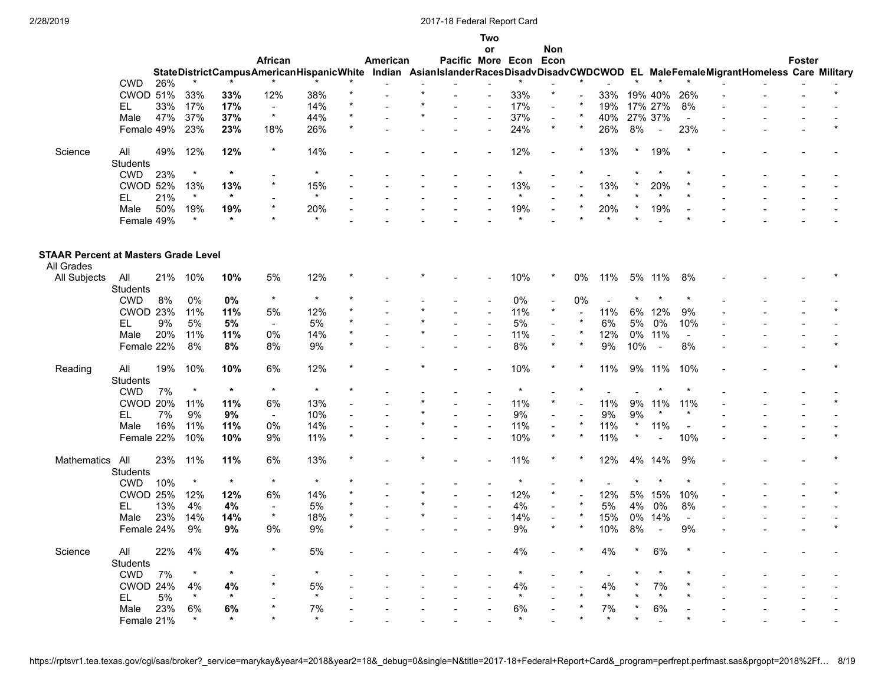| | | State | District | Campus | African American | Hispanic | White | American Indian | Asian | Pacific Islander | Two or More Races | Econ Disadv | Non Econ Disadv | CWD | CWOD | EL | Male | Female | Migrant | Homeless | Foster Care | Military |
|---|---|---|---|---|---|---|---|---|---|---|---|---|---|---|---|---|---|---|---|---|---|---|
| | CWD | 26% | * | **\*** | * | * | * | - | - | - | - | * | - | * | - | * | * | * | - | - | - | - |
| | CWOD | 51% | 33% | **33%** | 12% | 38% | * | - | * | - | - | 33% | * | - | 33% | 19% | 40% | 26% | - | - | - | * |
| | EL | 33% | 17% | **17%** | - | 14% | * | - | * | - | - | 17% | - | * | 19% | 17% | 27% | 8% | - | - | - | - |
| | Male | 47% | 37% | **37%** | * | 44% | * | - | * | - | - | 37% | - | * | 40% | 27% | 37% | - | - | - | - | - |
| | Female | 49% | 23% | **23%** | 18% | 26% | * | - | - | - | - | 24% | * | * | 26% | 8% | - | 23% | - | - | - | * |
| Science | All Students | 49% | 12% | **12%** | * | 14% | - | - | - | - | - | 12% | - | * | 13% | * | 19% | * | - | - | - | - |
| | CWD | 23% | * | **\*** | - | * | - | - | - | - | - | * | - | * | - | * | * | * | - | - | - | - |
| | CWOD | 52% | 13% | **13%** | * | 15% | - | - | - | - | - | 13% | - | - | 13% | * | 20% | * | - | - | - | - |
| | EL | 21% | * | **\*** | - | * | - | - | - | - | - | * | - | * | * | * | * | * | - | - | - | - |
| | Male | 50% | 19% | **19%** | * | 20% | - | - | - | - | - | 19% | - | * | 20% | * | 19% | - | - | - | - | - |
| | Female | 49% | * | **\*** | * | * | - | - | - | - | - | * | - | * | * | * | - | * | - | - | - | - |

**STAAR Percent at Masters Grade Level**

All Grades

| | | State | District | Campus | African American | Hispanic | White | American Indian | Asian | Pacific Islander | Two or More Races | Econ Disadv | Non Econ Disadv | CWD | CWOD | EL | Male | Female | Migrant | Homeless | Foster Care | Military |
|---|---|---|---|---|---|---|---|---|---|---|---|---|---|---|---|---|---|---|---|---|---|---|
| All Subjects | All Students | 21% | 10% | **10%** | 5% | 12% | * | - | * | - | - | 10% | * | 0% | 11% | 5% | 11% | 8% | - | - | - | * |
| | CWD | 8% | 0% | **0%** | * | * | * | - | - | - | - | 0% | - | 0% | - | * | * | * | - | - | - | - |
| | CWOD | 23% | 11% | **11%** | 5% | 12% | * | - | * | - | - | 11% | * | - | 11% | 6% | 12% | 9% | - | - | - | * |
| | EL | 9% | 5% | **5%** | - | 5% | * | - | * | - | - | 5% | - | * | 6% | 5% | 0% | 10% | - | - | - | - |
| | Male | 20% | 11% | **11%** | 0% | 14% | * | - | * | - | - | 11% | - | * | 12% | 0% | 11% | - | - | - | - | - |
| | Female | 22% | 8% | **8%** | 8% | 9% | * | - | - | - | - | 8% | * | * | 9% | 10% | - | 8% | - | - | - | * |
| Reading | All Students | 19% | 10% | **10%** | 6% | 12% | * | - | * | - | - | 10% | * | * | 11% | 9% | 11% | 10% | - | - | - | * |
| | CWD | 7% | * | **\*** | * | * | * | - | - | - | - | * | - | * | - | - | * | * | - | - | - | - |
| | CWOD | 20% | 11% | **11%** | 6% | 13% | - | - | * | - | - | 11% | * | - | 11% | 9% | 11% | 11% | - | - | - | * |
| | EL | 7% | 9% | **9%** | - | 10% | - | - | * | - | - | 9% | - | - | 9% | 9% | * | * | - | - | - | - |
| | Male | 16% | 11% | **11%** | 0% | 14% | - | - | * | - | - | 11% | - | * | 11% | * | 11% | - | - | - | - | - |
| | Female | 22% | 10% | **10%** | 9% | 11% | * | - | - | - | - | 10% | * | * | 11% | * | - | 10% | - | - | - | * |
| Mathematics | All Students | 23% | 11% | **11%** | 6% | 13% | * | - | * | - | - | 11% | * | * | 12% | 4% | 14% | 9% | - | - | - | * |
| | CWD | 10% | * | **\*** | * | * | * | - | - | - | - | * | - | * | - | * | * | * | - | - | - | - |
| | CWOD | 25% | 12% | **12%** | 6% | 14% | * | - | * | - | - | 12% | * | - | 12% | 5% | 15% | 10% | - | - | - | * |
| | EL | 13% | 4% | **4%** | - | 5% | * | - | * | - | - | 4% | - | * | 5% | 4% | 0% | 8% | - | - | - | - |
| | Male | 23% | 14% | **14%** | * | 18% | * | - | * | - | - | 14% | - | * | 15% | 0% | 14% | - | - | - | - | - |
| | Female | 24% | 9% | **9%** | 9% | 9% | * | - | - | - | - | 9% | * | * | 10% | 8% | - | 9% | - | - | - | * |
| Science | All Students | 22% | 4% | **4%** | * | 5% | - | - | - | - | - | 4% | - | * | 4% | * | 6% | * | - | - | - | - |
| | CWD | 7% | * | **\*** | - | * | - | - | - | - | - | * | - | * | - | * | * | * | - | - | - | - |
| | CWOD | 24% | 4% | **4%** | * | 5% | - | - | - | - | - | 4% | - | - | 4% | * | 7% | * | - | - | - | - |
| | EL | 5% | * | **\*** | - | * | - | - | - | - | - | * | - | * | * | * | * | * | - | - | - | - |
| | Male | 23% | 6% | **6%** | * | 7% | - | - | - | - | - | 6% | - | * | 7% | * | 6% | - | - | - | - | - |
| | Female | 21% | * | **\*** | * | * | - | - | - | - | - | * | - | * | * | * | - | * | - | - | - | - |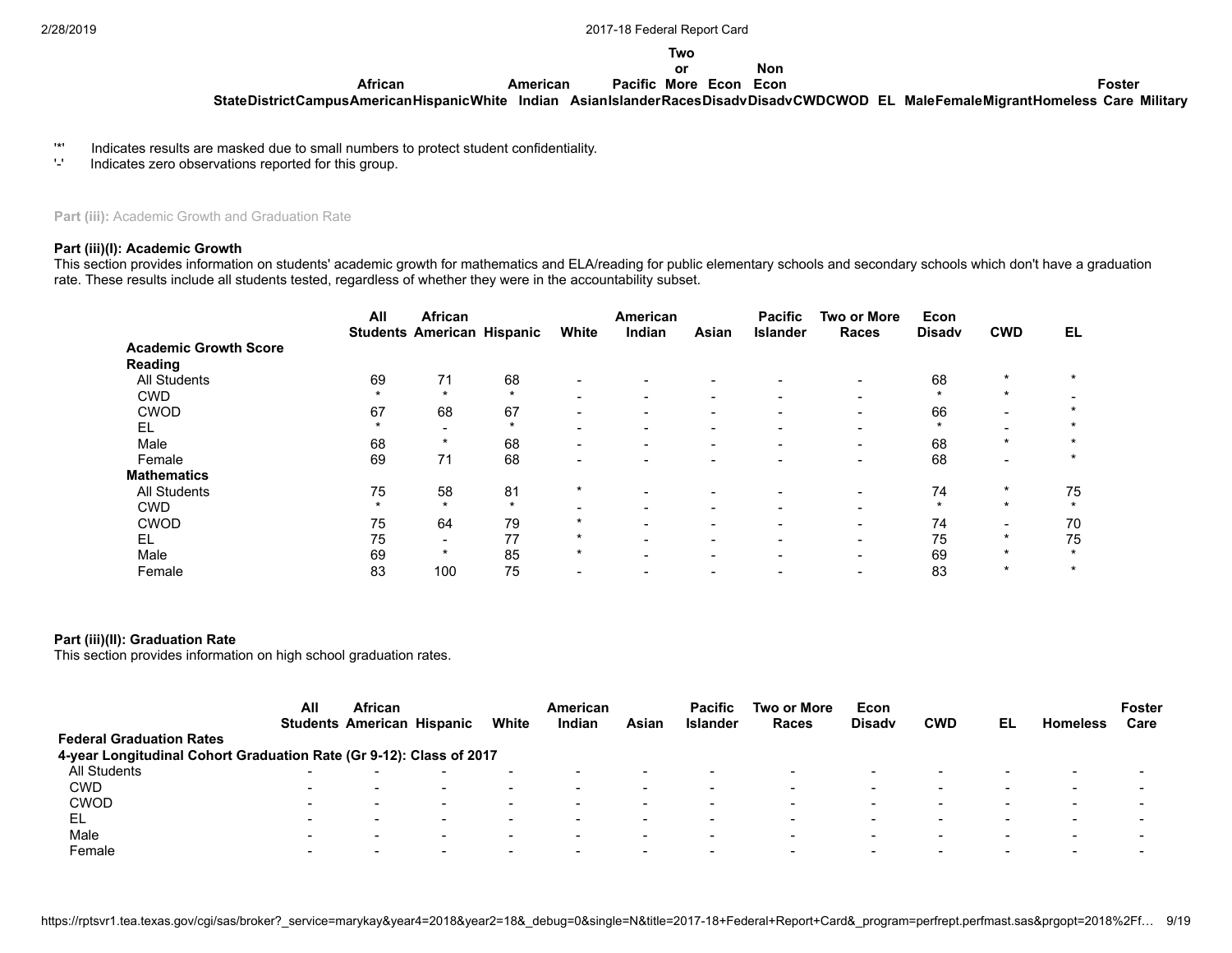| State | District | Campus | African American | Hispanic | White | American Indian | Asian | Pacific Islander | Two or More Races | Econ Disadv | Non Econ Disadv | CWD | CWOD | EL | Male | Female | Migrant | Homeless | Foster Care | Military |
|---|---|---|---|---|---|---|---|---|---|---|---|---|---|---|---|---|---|---|---|---|

'*' Indicates results are masked due to small numbers to protect student confidentiality.
'-' Indicates zero observations reported for this group.

**Part (iii):** Academic Growth and Graduation Rate

**Part (iii)(I): Academic Growth**

This section provides information on students' academic growth for mathematics and ELA/reading for public elementary schools and secondary schools which don't have a graduation rate. These results include all students tested, regardless of whether they were in the accountability subset.

| | All Students | African American | Hispanic | White | American Indian | Asian | Pacific Islander | Two or More Races | Econ Disadv | CWD | EL |
|---|---|---|---|---|---|---|---|---|---|---|---|
| **Academic Growth Score** | | | | | | | | | | | |
| **Reading** | | | | | | | | | | | |
| All Students | 69 | 71 | 68 | - | - | - | - | - | 68 | * | * |
| CWD | * | * | * | - | - | - | - | - | * | * | - |
| CWOD | 67 | 68 | 67 | - | - | - | - | - | 66 | - | * |
| EL | * | - | * | - | - | - | - | - | * | - | * |
| Male | 68 | * | 68 | - | - | - | - | - | 68 | * | * |
| Female | 69 | 71 | 68 | - | - | - | - | - | 68 | - | * |
| **Mathematics** | | | | | | | | | | | |
| All Students | 75 | 58 | 81 | * | - | - | - | - | 74 | * | 75 |
| CWD | * | * | * | - | - | - | - | - | * | * | * |
| CWOD | 75 | 64 | 79 | * | - | - | - | - | 74 | - | 70 |
| EL | 75 | - | 77 | * | - | - | - | - | 75 | * | 75 |
| Male | 69 | * | 85 | * | - | - | - | - | 69 | * | * |
| Female | 83 | 100 | 75 | - | - | - | - | - | 83 | * | * |

**Part (iii)(II): Graduation Rate**

This section provides information on high school graduation rates.

| | All Students | African American | Hispanic | White | American Indian | Asian | Pacific Islander | Two or More Races | Econ Disadv | CWD | EL | Homeless | Foster Care |
|---|---|---|---|---|---|---|---|---|---|---|---|---|---|
| **Federal Graduation Rates** | | | | | | | | | | | | | |
| **4-year Longitudinal Cohort Graduation Rate (Gr 9-12): Class of 2017** | | | | | | | | | | | | | |
| All Students | - | - | - | - | - | - | - | - | - | - | - | - | - |
| CWD | - | - | - | - | - | - | - | - | - | - | - | - | - |
| CWOD | - | - | - | - | - | - | - | - | - | - | - | - | - |
| EL | - | - | - | - | - | - | - | - | - | - | - | - | - |
| Male | - | - | - | - | - | - | - | - | - | - | - | - | - |
| Female | - | - | - | - | - | - | - | - | - | - | - | - | - |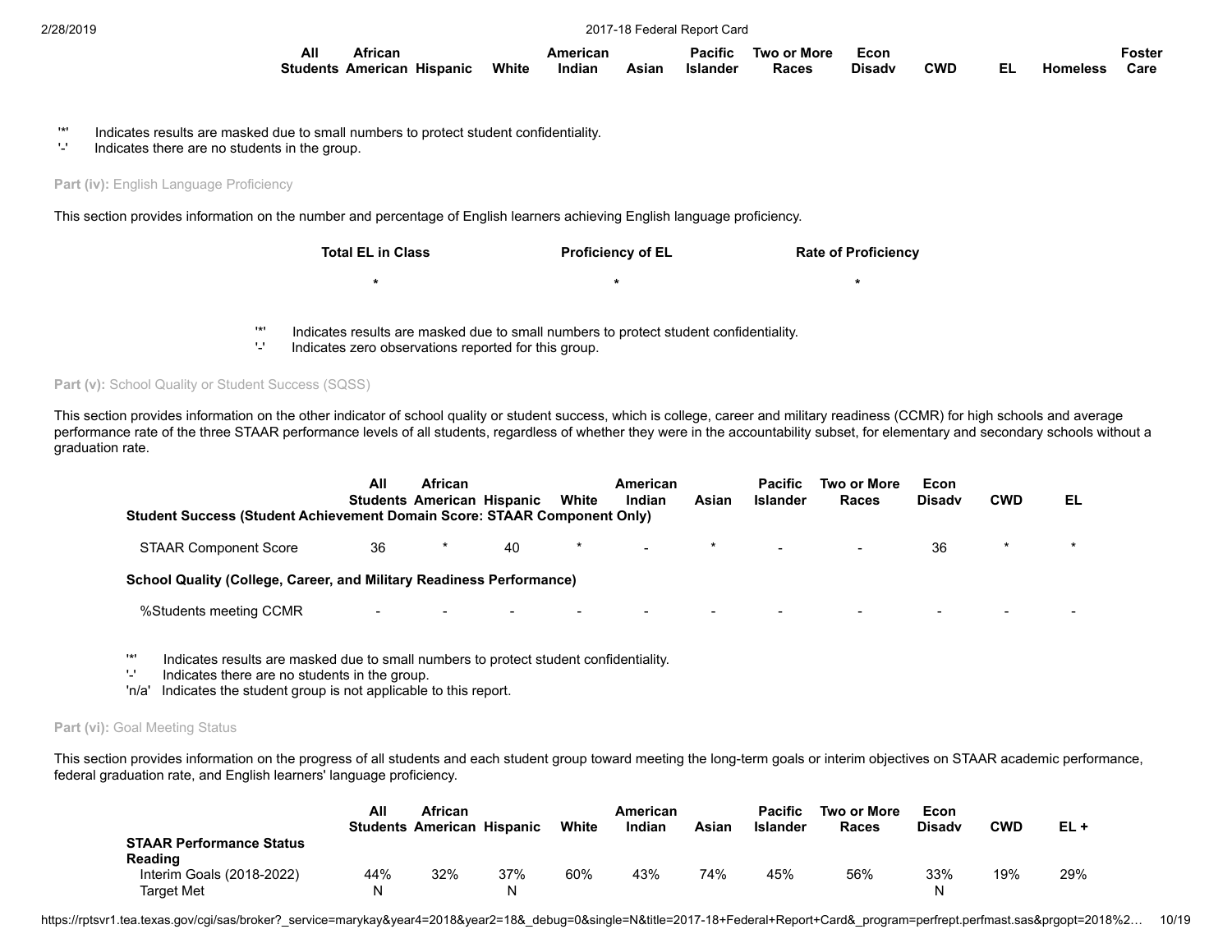| | All Students | African American | Hispanic | White | American Indian | Asian | Pacific Islander | Two or More Races | Econ Disadv | CWD | EL | Homeless | Foster Care |
|---|---|---|---|---|---|---|---|---|---|---|---|---|---|

'*' Indicates results are masked due to small numbers to protect student confidentiality.
'-' Indicates there are no students in the group.

**Part (iv):** English Language Proficiency

This section provides information on the number and percentage of English learners achieving English language proficiency.

| Total EL in Class | Proficiency of EL | Rate of Proficiency |
|---|---|---|
| * | * | * |

'*' Indicates results are masked due to small numbers to protect student confidentiality.
'-' Indicates zero observations reported for this group.

**Part (v):** School Quality or Student Success (SQSS)

This section provides information on the other indicator of school quality or student success, which is college, career and military readiness (CCMR) for high schools and average performance rate of the three STAAR performance levels of all students, regardless of whether they were in the accountability subset, for elementary and secondary schools without a graduation rate.

| | All Students | African American | Hispanic | White | American Indian | Asian | Pacific Islander | Two or More Races | Econ Disadv | CWD | EL |
|---|---|---|---|---|---|---|---|---|---|---|---|
| **Student Success (Student Achievement Domain Score: STAAR Component Only)** | | | | | | | | | | | |
| STAAR Component Score | 36 | * | 40 | * | - | * | - | - | 36 | * | * |
| **School Quality (College, Career, and Military Readiness Performance)** | | | | | | | | | | | |
| %Students meeting CCMR | - | - | - | - | - | - | - | - | - | - | - |

'*' Indicates results are masked due to small numbers to protect student confidentiality.
'-' Indicates there are no students in the group.
'n/a' Indicates the student group is not applicable to this report.

**Part (vi):** Goal Meeting Status

This section provides information on the progress of all students and each student group toward meeting the long-term goals or interim objectives on STAAR academic performance, federal graduation rate, and English learners' language proficiency.

| | All Students | African American | Hispanic | White | American Indian | Asian | Pacific Islander | Two or More Races | Econ Disadv | CWD | EL + |
|---|---|---|---|---|---|---|---|---|---|---|---|
| **STAAR Performance Status** | | | | | | | | | | | |
| **Reading** | | | | | | | | | | | |
| Interim Goals (2018-2022) | 44% | 32% | 37% | 60% | 43% | 74% | 45% | 56% | 33% | 19% | 29% |
| Target Met | N | | N | | | | | | N | | |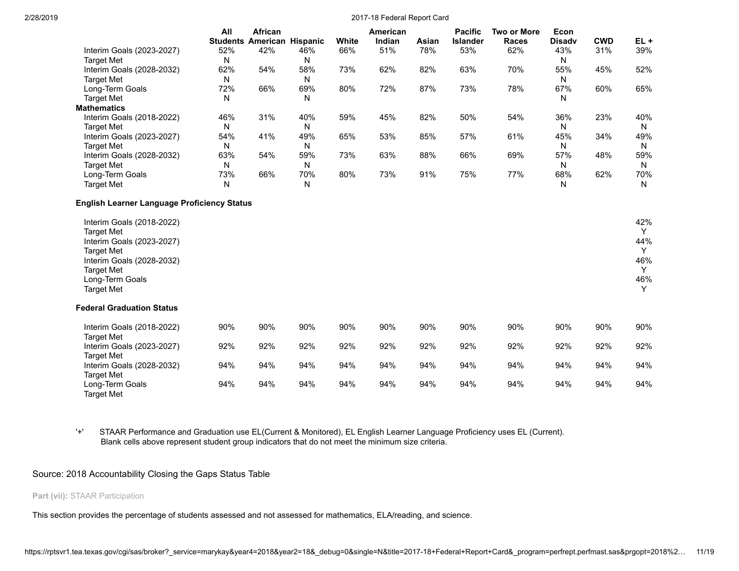| | All Students | African American | Hispanic | White | American Indian | Asian | Pacific Islander | Two or More Races | Econ Disadv | CWD | EL + |
|---|---|---|---|---|---|---|---|---|---|---|---|
| Interim Goals (2023-2027) | 52% | 42% | 46% | 66% | 51% | 78% | 53% | 62% | 43% | 31% | 39% |
| Target Met | N | | N | | | | | | N | | |
| Interim Goals (2028-2032) | 62% | 54% | 58% | 73% | 62% | 82% | 63% | 70% | 55% | 45% | 52% |
| Target Met | N | | N | | | | | | N | | |
| Long-Term Goals | 72% | 66% | 69% | 80% | 72% | 87% | 73% | 78% | 67% | 60% | 65% |
| Target Met | N | | N | | | | | | N | | |
| **Mathematics** | | | | | | | | | | | |
| Interim Goals (2018-2022) | 46% | 31% | 40% | 59% | 45% | 82% | 50% | 54% | 36% | 23% | 40% |
| Target Met | N | | N | | | | | | N | | N |
| Interim Goals (2023-2027) | 54% | 41% | 49% | 65% | 53% | 85% | 57% | 61% | 45% | 34% | 49% |
| Target Met | N | | N | | | | | | N | | N |
| Interim Goals (2028-2032) | 63% | 54% | 59% | 73% | 63% | 88% | 66% | 69% | 57% | 48% | 59% |
| Target Met | N | | N | | | | | | N | | N |
| Long-Term Goals | 73% | 66% | 70% | 80% | 73% | 91% | 75% | 77% | 68% | 62% | 70% |
| Target Met | N | | N | | | | | | N | | N |
| **English Learner Language Proficiency Status** | | | | | | | | | | | |
| Interim Goals (2018-2022) | | | | | | | | | | | 42% |
| Target Met | | | | | | | | | | | Y |
| Interim Goals (2023-2027) | | | | | | | | | | | 44% |
| Target Met | | | | | | | | | | | Y |
| Interim Goals (2028-2032) | | | | | | | | | | | 46% |
| Target Met | | | | | | | | | | | Y |
| Long-Term Goals | | | | | | | | | | | 46% |
| Target Met | | | | | | | | | | | Y |
| **Federal Graduation Status** | | | | | | | | | | | |
| Interim Goals (2018-2022) | 90% | 90% | 90% | 90% | 90% | 90% | 90% | 90% | 90% | 90% | 90% |
| Target Met | | | | | | | | | | | |
| Interim Goals (2023-2027) | 92% | 92% | 92% | 92% | 92% | 92% | 92% | 92% | 92% | 92% | 92% |
| Target Met | | | | | | | | | | | |
| Interim Goals (2028-2032) | 94% | 94% | 94% | 94% | 94% | 94% | 94% | 94% | 94% | 94% | 94% |
| Target Met | | | | | | | | | | | |
| Long-Term Goals | 94% | 94% | 94% | 94% | 94% | 94% | 94% | 94% | 94% | 94% | 94% |
| Target Met | | | | | | | | | | | |

'+' STAAR Performance and Graduation use EL(Current & Monitored), EL English Learner Language Proficiency uses EL (Current).
Blank cells above represent student group indicators that do not meet the minimum size criteria.

Source: 2018 Accountability Closing the Gaps Status Table

**Part (vii):** STAAR Participation

This section provides the percentage of students assessed and not assessed for mathematics, ELA/reading, and science.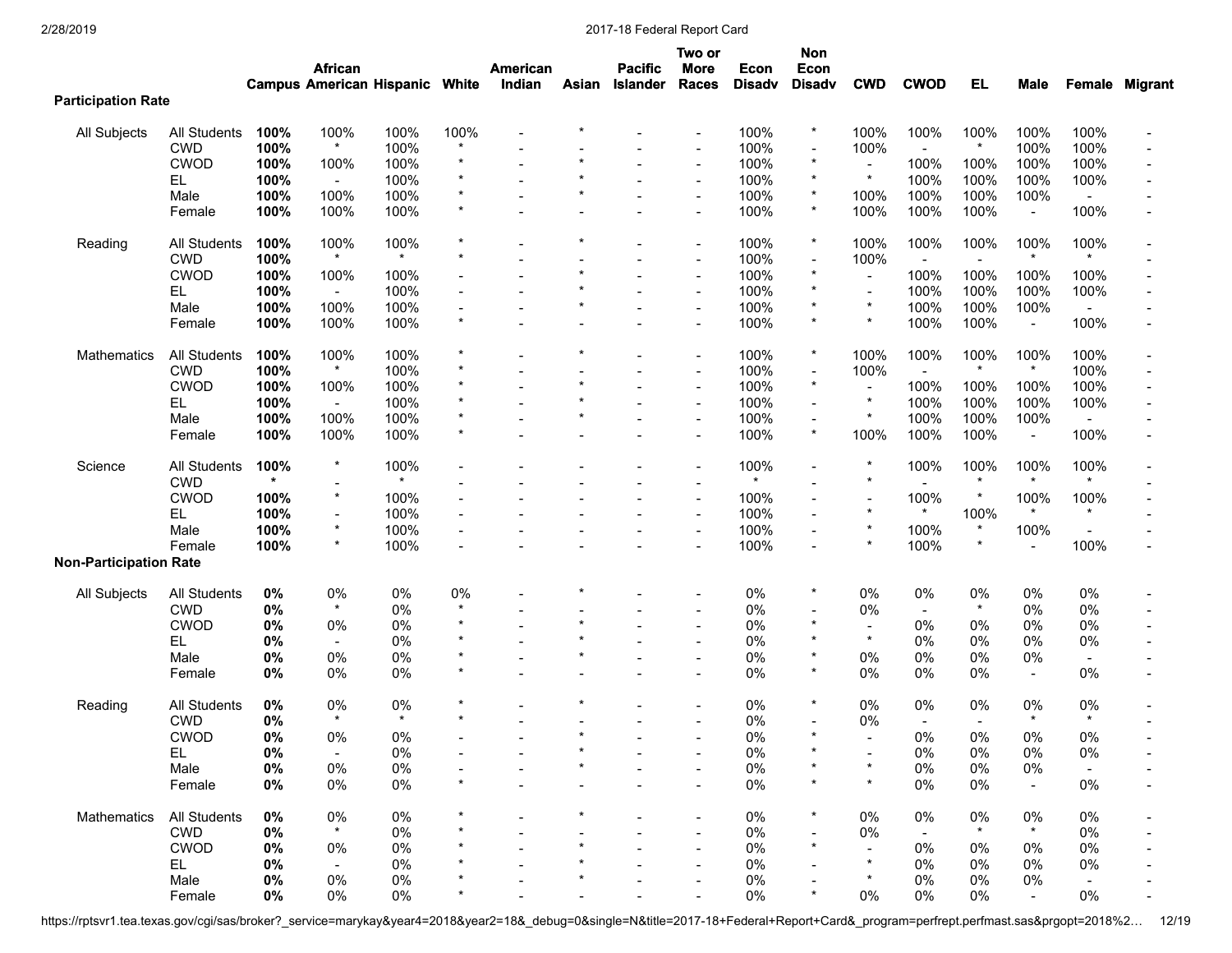| | | Campus | African American | Hispanic | White | American Indian | Asian | Pacific Islander | Two or More Races | Econ Disadv | Non Econ Disadv | CWD | CWOD | EL | Male | Female | Migrant |
|---|---|---|---|---|---|---|---|---|---|---|---|---|---|---|---|---|---|
| **Participation Rate** | | | | | | | | | | | | | | | | | |
| All Subjects | All Students | **100%** | 100% | 100% | 100% | - | * | - | - | 100% | * | 100% | 100% | 100% | 100% | 100% | - |
| | CWD | **100%** | * | 100% | * | - | - | - | - | 100% | - | 100% | - | * | 100% | 100% | - |
| | CWOD | **100%** | 100% | 100% | * | - | * | - | - | 100% | * | - | 100% | 100% | 100% | 100% | - |
| | EL | **100%** | - | 100% | * | - | * | - | - | 100% | * | * | 100% | 100% | 100% | 100% | - |
| | Male | **100%** | 100% | 100% | * | - | * | - | - | 100% | * | 100% | 100% | 100% | 100% | - | - |
| | Female | **100%** | 100% | 100% | * | - | - | - | - | 100% | * | 100% | 100% | 100% | - | 100% | - |
| Reading | All Students | **100%** | 100% | 100% | * | - | * | - | - | 100% | * | 100% | 100% | 100% | 100% | 100% | - |
| | CWD | **100%** | * | * | * | - | - | - | - | 100% | - | 100% | - | - | * | * | - |
| | CWOD | **100%** | 100% | 100% | - | - | * | - | - | 100% | * | - | 100% | 100% | 100% | 100% | - |
| | EL | **100%** | - | 100% | - | - | * | - | - | 100% | * | - | 100% | 100% | 100% | 100% | - |
| | Male | **100%** | 100% | 100% | - | - | * | - | - | 100% | * | * | 100% | 100% | 100% | - | - |
| | Female | **100%** | 100% | 100% | * | - | - | - | - | 100% | * | * | 100% | 100% | - | 100% | - |
| Mathematics | All Students | **100%** | 100% | 100% | * | - | * | - | - | 100% | * | 100% | 100% | 100% | 100% | 100% | - |
| | CWD | **100%** | * | 100% | * | - | - | - | - | 100% | - | 100% | - | * | * | 100% | - |
| | CWOD | **100%** | 100% | 100% | * | - | * | - | - | 100% | * | - | 100% | 100% | 100% | 100% | - |
| | EL | **100%** | - | 100% | * | - | * | - | - | 100% | - | * | 100% | 100% | 100% | 100% | - |
| | Male | **100%** | 100% | 100% | * | - | * | - | - | 100% | - | * | 100% | 100% | 100% | - | - |
| | Female | **100%** | 100% | 100% | * | - | - | - | - | 100% | * | 100% | 100% | 100% | - | 100% | - |
| Science | All Students | **100%** | * | 100% | - | - | - | - | - | 100% | - | * | 100% | 100% | 100% | 100% | - |
| | CWD | * | - | * | - | - | - | - | - | * | - | * | - | * | * | * | - |
| | CWOD | **100%** | * | 100% | - | - | - | - | - | 100% | - | - | 100% | * | 100% | 100% | - |
| | EL | **100%** | - | 100% | - | - | - | - | - | 100% | - | * | * | 100% | * | * | - |
| | Male | **100%** | * | 100% | - | - | - | - | - | 100% | - | * | 100% | * | 100% | - | - |
| | Female | **100%** | * | 100% | - | - | - | - | - | 100% | - | * | 100% | * | - | 100% | - |
| **Non-Participation Rate** | | | | | | | | | | | | | | | | | |
| All Subjects | All Students | **0%** | 0% | 0% | 0% | - | * | - | - | 0% | * | 0% | 0% | 0% | 0% | 0% | - |
| | CWD | **0%** | * | 0% | * | - | - | - | - | 0% | - | 0% | - | * | 0% | 0% | - |
| | CWOD | **0%** | 0% | 0% | * | - | * | - | - | 0% | * | - | 0% | 0% | 0% | 0% | - |
| | EL | **0%** | - | 0% | * | - | * | - | - | 0% | * | * | 0% | 0% | 0% | 0% | - |
| | Male | **0%** | 0% | 0% | * | - | * | - | - | 0% | * | 0% | 0% | 0% | 0% | - | - |
| | Female | **0%** | 0% | 0% | * | - | - | - | - | 0% | * | 0% | 0% | 0% | - | 0% | - |
| Reading | All Students | **0%** | 0% | 0% | * | - | * | - | - | 0% | * | 0% | 0% | 0% | 0% | 0% | - |
| | CWD | **0%** | * | * | * | - | - | - | - | 0% | - | 0% | - | - | * | * | - |
| | CWOD | **0%** | 0% | 0% | - | - | * | - | - | 0% | * | - | 0% | 0% | 0% | 0% | - |
| | EL | **0%** | - | 0% | - | - | * | - | - | 0% | * | - | 0% | 0% | 0% | 0% | - |
| | Male | **0%** | 0% | 0% | - | - | * | - | - | 0% | * | * | 0% | 0% | 0% | - | - |
| | Female | **0%** | 0% | 0% | * | - | - | - | - | 0% | * | * | 0% | 0% | - | 0% | - |
| Mathematics | All Students | **0%** | 0% | 0% | * | - | * | - | - | 0% | * | 0% | 0% | 0% | 0% | 0% | - |
| | CWD | **0%** | * | 0% | * | - | - | - | - | 0% | - | 0% | - | * | * | 0% | - |
| | CWOD | **0%** | 0% | 0% | * | - | * | - | - | 0% | * | - | 0% | 0% | 0% | 0% | - |
| | EL | **0%** | - | 0% | * | - | * | - | - | 0% | - | * | 0% | 0% | 0% | 0% | - |
| | Male | **0%** | 0% | 0% | * | - | * | - | - | 0% | - | * | 0% | 0% | 0% | - | - |
| | Female | **0%** | 0% | 0% | * | - | - | - | - | 0% | * | 0% | 0% | 0% | - | 0% | - |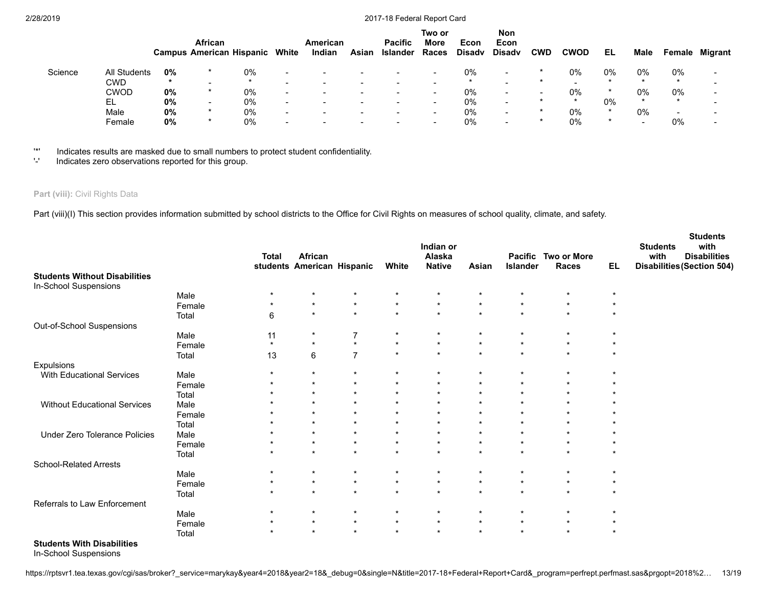| | | Campus | African American | Hispanic | White | American Indian | Asian | Pacific Islander | Two or More Races | Econ Disadv | Non Econ Disadv | CWD | CWOD | EL | Male | Female | Migrant |
|---|---|---|---|---|---|---|---|---|---|---|---|---|---|---|---|---|---|
| Science | All Students | **0%** | * | 0% | - | - | - | - | - | 0% | - | * | 0% | 0% | 0% | 0% | - |
| | CWD | * | - | * | - | - | - | - | - | * | - | * | - | * | * | * | - |
| | CWOD | **0%** | * | 0% | - | - | - | - | - | 0% | - | - | 0% | * | 0% | 0% | - |
| | EL | **0%** | - | 0% | - | - | - | - | - | 0% | - | * | * | 0% | * | * | - |
| | Male | **0%** | * | 0% | - | - | - | - | - | 0% | - | * | 0% | * | 0% | - | - |
| | Female | **0%** | * | 0% | - | - | - | - | - | 0% | - | * | 0% | * | - | 0% | - |

'*' Indicates results are masked due to small numbers to protect student confidentiality.
'-' Indicates zero observations reported for this group.

**Part (viii):** Civil Rights Data

Part (viii)(I) This section provides information submitted by school districts to the Office for Civil Rights on measures of school quality, climate, and safety.

| | | Total students | African American | Hispanic | White | Indian or Alaska Native | Asian | Pacific Islander | Two or More Races | EL | Students with Disabilities | Students with Disabilities (Section 504) |
|---|---|---|---|---|---|---|---|---|---|---|---|---|
| **Students Without Disabilities** | | | | | | | | | | | | |
| In-School Suspensions | | | | | | | | | | | | |
| | Male | * | * | * | * | * | * | * | * | * | | |
| | Female | * | * | * | * | * | * | * | * | * | | |
| | Total | 6 | * | * | * | * | * | * | * | * | | |
| Out-of-School Suspensions | | | | | | | | | | | | |
| | Male | 11 | * | 7 | * | * | * | * | * | * | | |
| | Female | * | * | * | * | * | * | * | * | * | | |
| | Total | 13 | 6 | 7 | * | * | * | * | * | * | | |
| Expulsions | | | | | | | | | | | | |
| With Educational Services | Male | * | * | * | * | * | * | * | * | * | | |
| | Female | * | * | * | * | * | * | * | * | * | | |
| | Total | * | * | * | * | * | * | * | * | * | | |
| Without Educational Services | Male | * | * | * | * | * | * | * | * | * | | |
| | Female | * | * | * | * | * | * | * | * | * | | |
| | Total | * | * | * | * | * | * | * | * | * | | |
| Under Zero Tolerance Policies | Male | * | * | * | * | * | * | * | * | * | | |
| | Female | * | * | * | * | * | * | * | * | * | | |
| | Total | * | * | * | * | * | * | * | * | * | | |
| School-Related Arrests | | | | | | | | | | | | |
| | Male | * | * | * | * | * | * | * | * | * | | |
| | Female | * | * | * | * | * | * | * | * | * | | |
| | Total | * | * | * | * | * | * | * | * | * | | |
| Referrals to Law Enforcement | | | | | | | | | | | | |
| | Male | * | * | * | * | * | * | * | * | * | | |
| | Female | * | * | * | * | * | * | * | * | * | | |
| | Total | * | * | * | * | * | * | * | * | * | | |
| **Students With Disabilities** | | | | | | | | | | | | |
| In-School Suspensions | | | | | | | | | | | | |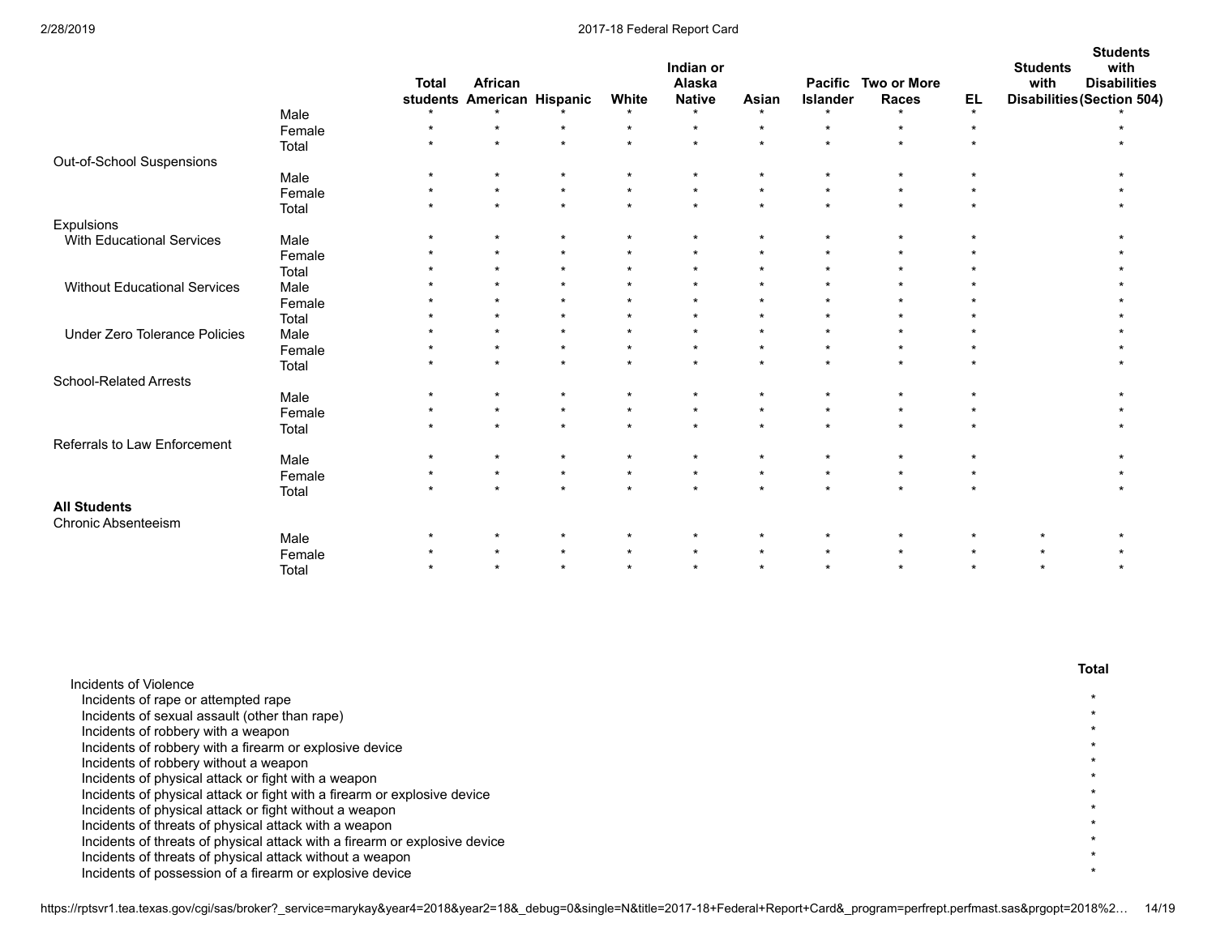| | | Total students | African American | Hispanic | White | Indian or Alaska Native | Asian | Pacific Islander | Two or More Races | EL | Students with Disabilities | Students with Disabilities (Section 504) |
|---|---|---|---|---|---|---|---|---|---|---|---|---|
| | Male | * | * | * | * | * | * | * | * | * | | * |
| | Female | * | * | * | * | * | * | * | * | * | | * |
| | Total | * | * | * | * | * | * | * | * | * | | * |
| Out-of-School Suspensions | | | | | | | | | | | | |
| | Male | * | * | * | * | * | * | * | * | * | | * |
| | Female | * | * | * | * | * | * | * | * | * | | * |
| | Total | * | * | * | * | * | * | * | * | * | | * |
| Expulsions | | | | | | | | | | | | |
| With Educational Services | Male | * | * | * | * | * | * | * | * | * | | * |
| | Female | * | * | * | * | * | * | * | * | * | | * |
| | Total | * | * | * | * | * | * | * | * | * | | * |
| Without Educational Services | Male | * | * | * | * | * | * | * | * | * | | * |
| | Female | * | * | * | * | * | * | * | * | * | | * |
| | Total | * | * | * | * | * | * | * | * | * | | * |
| Under Zero Tolerance Policies | Male | * | * | * | * | * | * | * | * | * | | * |
| | Female | * | * | * | * | * | * | * | * | * | | * |
| | Total | * | * | * | * | * | * | * | * | * | | * |
| School-Related Arrests | | | | | | | | | | | | |
| | Male | * | * | * | * | * | * | * | * | * | | * |
| | Female | * | * | * | * | * | * | * | * | * | | * |
| | Total | * | * | * | * | * | * | * | * | * | | * |
| Referrals to Law Enforcement | | | | | | | | | | | | |
| | Male | * | * | * | * | * | * | * | * | * | | * |
| | Female | * | * | * | * | * | * | * | * | * | | * |
| | Total | * | * | * | * | * | * | * | * | * | | * |
| **All Students** | | | | | | | | | | | | |
| Chronic Absenteeism | | | | | | | | | | | | |
| | Male | * | * | * | * | * | * | * | * | * | * | * |
| | Female | * | * | * | * | * | * | * | * | * | * | * |
| | Total | * | * | * | * | * | * | * | * | * | * | * |

| | Total |
|---|---|
| Incidents of Violence | |
| Incidents of rape or attempted rape | * |
| Incidents of sexual assault (other than rape) | * |
| Incidents of robbery with a weapon | * |
| Incidents of robbery with a firearm or explosive device | * |
| Incidents of robbery without a weapon | * |
| Incidents of physical attack or fight with a weapon | * |
| Incidents of physical attack or fight with a firearm or explosive device | * |
| Incidents of physical attack or fight without a weapon | * |
| Incidents of threats of physical attack with a weapon | * |
| Incidents of threats of physical attack with a firearm or explosive device | * |
| Incidents of threats of physical attack without a weapon | * |
| Incidents of possession of a firearm or explosive device | * |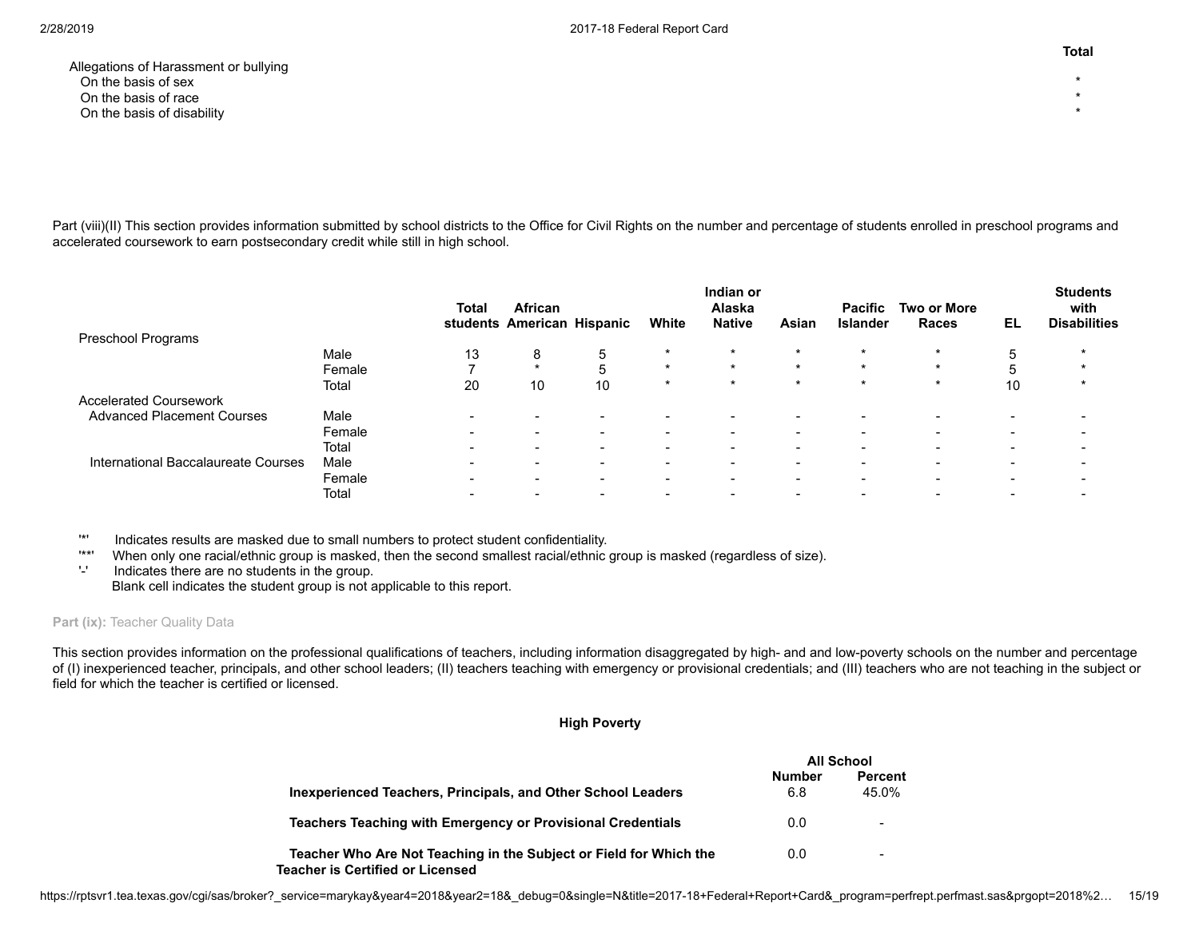| | Total |
|---|---|
| Allegations of Harassment or bullying | |
| On the basis of sex | * |
| On the basis of race | * |
| On the basis of disability | * |

Part (viii)(II) This section provides information submitted by school districts to the Office for Civil Rights on the number and percentage of students enrolled in preschool programs and accelerated coursework to earn postsecondary credit while still in high school.

| | | Total students | African American | Hispanic | White | Indian or Alaska Native | Asian | Pacific Islander | Two or More Races | EL | Students with Disabilities |
|---|---|---|---|---|---|---|---|---|---|---|---|
| Preschool Programs | | | | | | | | | | | |
| | Male | 13 | 8 | 5 | * | * | * | * | * | 5 | * |
| | Female | 7 | * | 5 | * | * | * | * | * | 5 | * |
| | Total | 20 | 10 | 10 | * | * | * | * | * | 10 | * |
| Accelerated Coursework | | | | | | | | | | | |
| Advanced Placement Courses | Male | - | - | - | - | - | - | - | - | - | - |
| | Female | - | - | - | - | - | - | - | - | - | - |
| | Total | - | - | - | - | - | - | - | - | - | - |
| International Baccalaureate Courses | Male | - | - | - | - | - | - | - | - | - | - |
| | Female | - | - | - | - | - | - | - | - | - | - |
| | Total | - | - | - | - | - | - | - | - | - | - |

'*' Indicates results are masked due to small numbers to protect student confidentiality.
'**' When only one racial/ethnic group is masked, then the second smallest racial/ethnic group is masked (regardless of size).
'-' Indicates there are no students in the group.
Blank cell indicates the student group is not applicable to this report.

**Part (ix):** Teacher Quality Data

This section provides information on the professional qualifications of teachers, including information disaggregated by high- and and low-poverty schools on the number and percentage of (I) inexperienced teacher, principals, and other school leaders; (II) teachers teaching with emergency or provisional credentials; and (III) teachers who are not teaching in the subject or field for which the teacher is certified or licensed.

**High Poverty**

| | All School | |
|---|---|---|
| | Number | Percent |
| **Inexperienced Teachers, Principals, and Other School Leaders** | 6.8 | 45.0% |
| **Teachers Teaching with Emergency or Provisional Credentials** | 0.0 | - |
| **Teacher Who Are Not Teaching in the Subject or Field for Which the Teacher is Certified or Licensed** | 0.0 | - |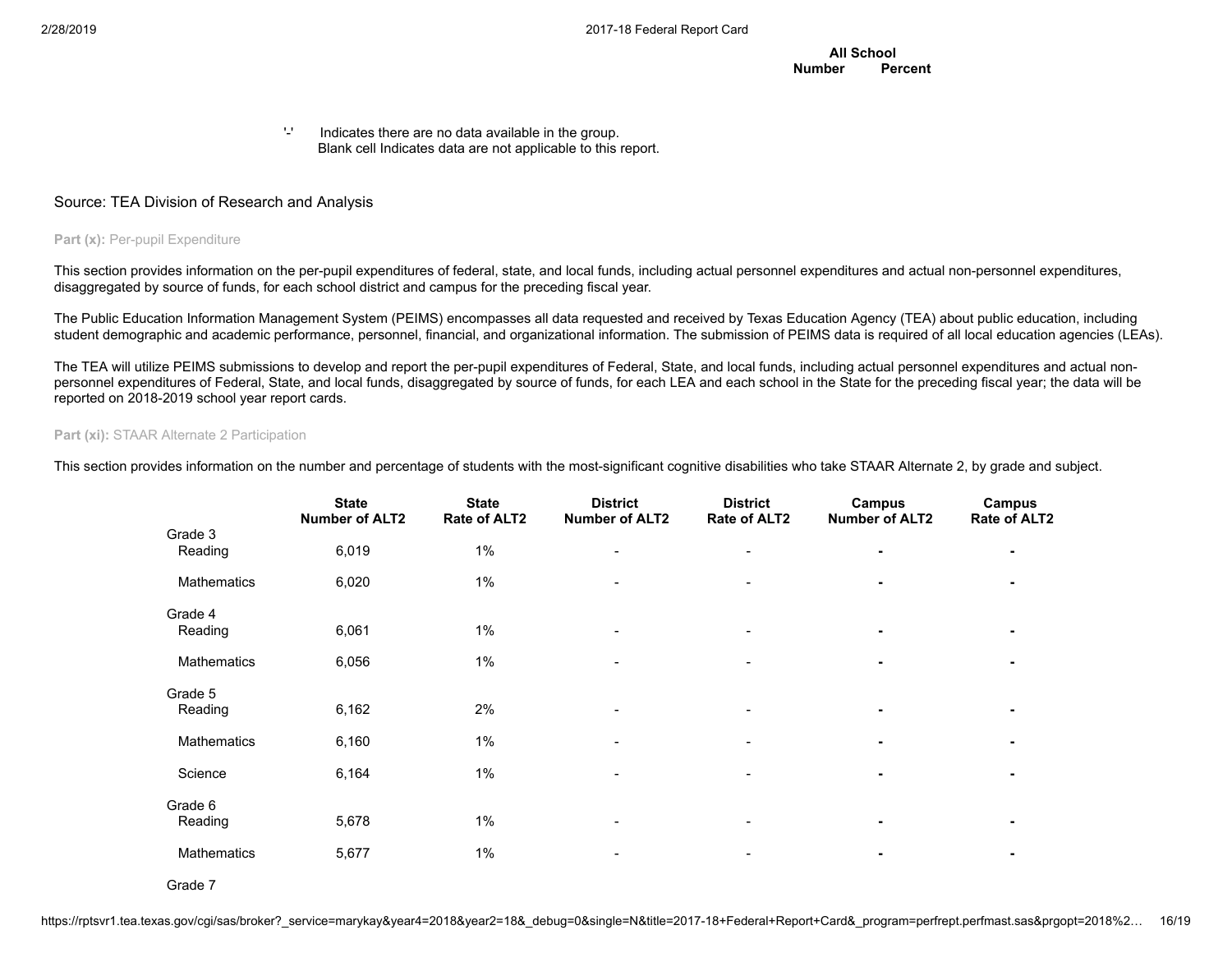| | All School | |
|---|---|---|
| | Number | Percent |

'-' Indicates there are no data available in the group.
Blank cell Indicates data are not applicable to this report.

Source: TEA Division of Research and Analysis

**Part (x):** Per-pupil Expenditure

This section provides information on the per-pupil expenditures of federal, state, and local funds, including actual personnel expenditures and actual non-personnel expenditures, disaggregated by source of funds, for each school district and campus for the preceding fiscal year.

The Public Education Information Management System (PEIMS) encompasses all data requested and received by Texas Education Agency (TEA) about public education, including student demographic and academic performance, personnel, financial, and organizational information. The submission of PEIMS data is required of all local education agencies (LEAs).

The TEA will utilize PEIMS submissions to develop and report the per-pupil expenditures of Federal, State, and local funds, including actual personnel expenditures and actual non-personnel expenditures of Federal, State, and local funds, disaggregated by source of funds, for each LEA and each school in the State for the preceding fiscal year; the data will be reported on 2018-2019 school year report cards.

**Part (xi):** STAAR Alternate 2 Participation

This section provides information on the number and percentage of students with the most-significant cognitive disabilities who take STAAR Alternate 2, by grade and subject.

| | State Number of ALT2 | State Rate of ALT2 | District Number of ALT2 | District Rate of ALT2 | Campus Number of ALT2 | Campus Rate of ALT2 |
|---|---|---|---|---|---|---|
| Grade 3 | | | | | | |
| Reading | 6,019 | 1% | - | - | - | - |
| Mathematics | 6,020 | 1% | - | - | - | - |
| Grade 4 | | | | | | |
| Reading | 6,061 | 1% | - | - | - | - |
| Mathematics | 6,056 | 1% | - | - | - | - |
| Grade 5 | | | | | | |
| Reading | 6,162 | 2% | - | - | - | - |
| Mathematics | 6,160 | 1% | - | - | - | - |
| Science | 6,164 | 1% | - | - | - | - |
| Grade 6 | | | | | | |
| Reading | 5,678 | 1% | - | - | - | - |
| Mathematics | 5,677 | 1% | - | - | - | - |
| Grade 7 | | | | | | |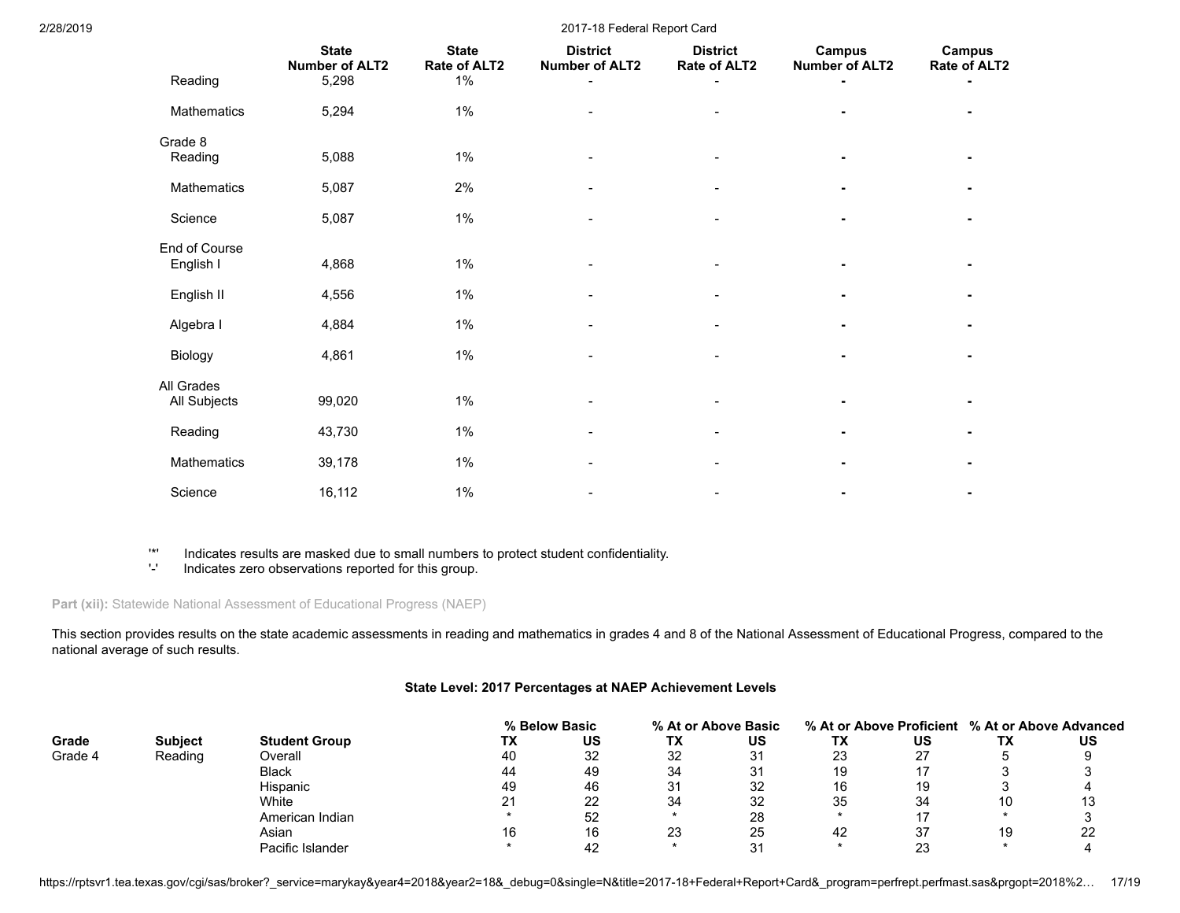| | State Number of ALT2 | State Rate of ALT2 | District Number of ALT2 | District Rate of ALT2 | Campus Number of ALT2 | Campus Rate of ALT2 |
|---|---|---|---|---|---|---|
| Reading | 5,298 | 1% | - | - | - | - |
| Mathematics | 5,294 | 1% | - | - | - | - |
| **Grade 8** | | | | | | |
| Reading | 5,088 | 1% | - | - | - | - |
| Mathematics | 5,087 | 2% | - | - | - | - |
| Science | 5,087 | 1% | - | - | - | - |
| **End of Course** | | | | | | |
| English I | 4,868 | 1% | - | - | - | - |
| English II | 4,556 | 1% | - | - | - | - |
| Algebra I | 4,884 | 1% | - | - | - | - |
| Biology | 4,861 | 1% | - | - | - | - |
| **All Grades** | | | | | | |
| All Subjects | 99,020 | 1% | - | - | - | - |
| Reading | 43,730 | 1% | - | - | - | - |
| Mathematics | 39,178 | 1% | - | - | - | - |
| Science | 16,112 | 1% | - | - | - | - |

'*' Indicates results are masked due to small numbers to protect student confidentiality.
'-' Indicates zero observations reported for this group.

**Part (xii):** Statewide National Assessment of Educational Progress (NAEP)

This section provides results on the state academic assessments in reading and mathematics in grades 4 and 8 of the National Assessment of Educational Progress, compared to the national average of such results.

### State Level: 2017 Percentages at NAEP Achievement Levels

| | | | % Below Basic | | % At or Above Basic | | % At or Above Proficient | | % At or Above Advanced | |
|---|---|---|---|---|---|---|---|---|---|---|
| **Grade** | **Subject** | **Student Group** | **TX** | **US** | **TX** | **US** | **TX** | **US** | **TX** | **US** |
| Grade 4 | Reading | Overall | 40 | 32 | 32 | 31 | 23 | 27 | 5 | 9 |
| | | Black | 44 | 49 | 34 | 31 | 19 | 17 | 3 | 3 |
| | | Hispanic | 49 | 46 | 31 | 32 | 16 | 19 | 3 | 4 |
| | | White | 21 | 22 | 34 | 32 | 35 | 34 | 10 | 13 |
| | | American Indian | * | 52 | * | 28 | * | 17 | * | 3 |
| | | Asian | 16 | 16 | 23 | 25 | 42 | 37 | 19 | 22 |
| | | Pacific Islander | * | 42 | * | 31 | * | 23 | * | 4 |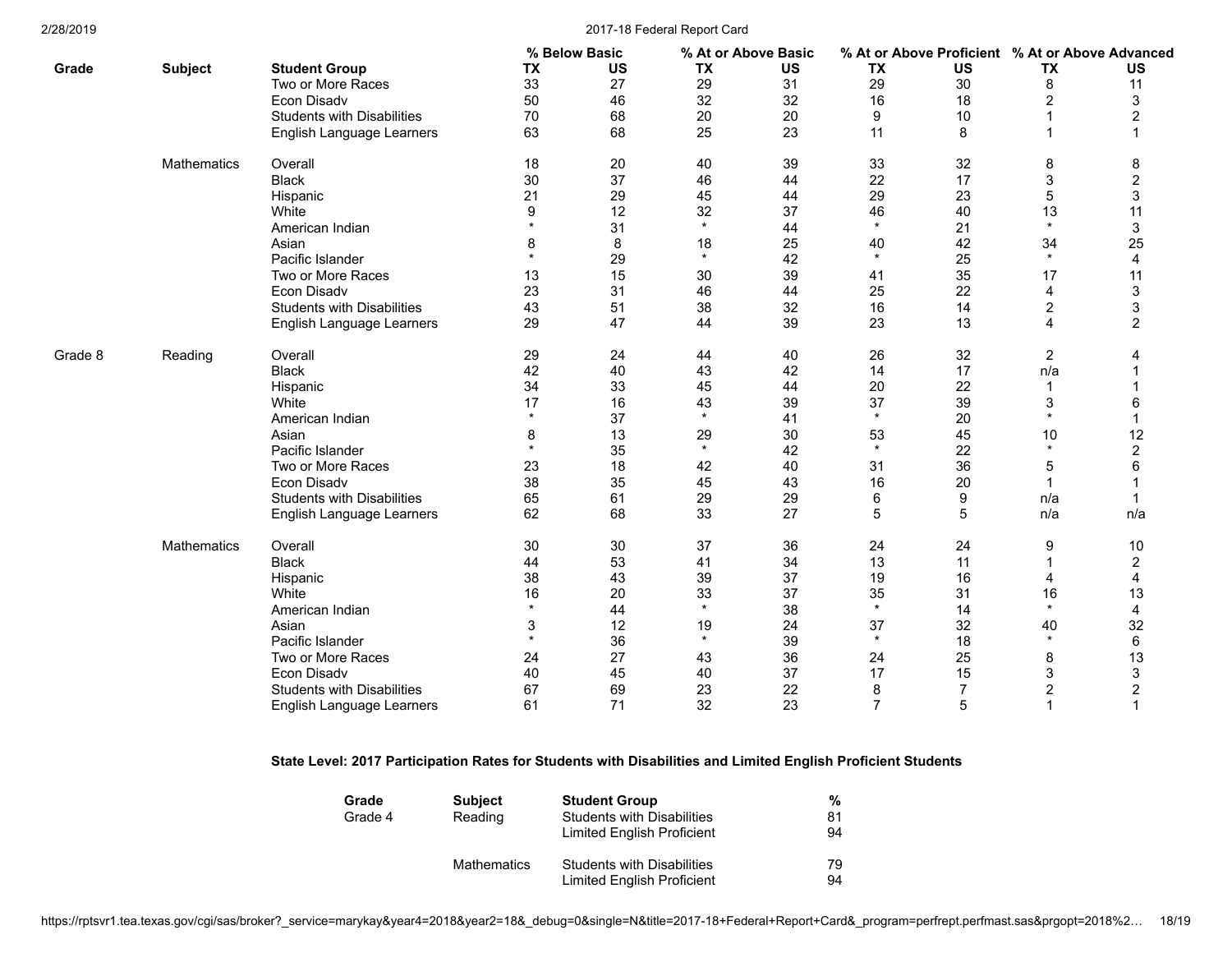| Grade | Subject | Student Group | % Below Basic | | % At or Above Basic | | % At or Above Proficient | | % At or Above Advanced | |
|---|---|---|---|---|---|---|---|---|---|---|
| | | | TX | US | TX | US | TX | US | TX | US |
| | | Two or More Races | 33 | 27 | 29 | 31 | 29 | 30 | 8 | 11 |
| | | Econ Disadv | 50 | 46 | 32 | 32 | 16 | 18 | 2 | 3 |
| | | Students with Disabilities | 70 | 68 | 20 | 20 | 9 | 10 | 1 | 2 |
| | | English Language Learners | 63 | 68 | 25 | 23 | 11 | 8 | 1 | 1 |
| | Mathematics | Overall | 18 | 20 | 40 | 39 | 33 | 32 | 8 | 8 |
| | | Black | 30 | 37 | 46 | 44 | 22 | 17 | 3 | 2 |
| | | Hispanic | 21 | 29 | 45 | 44 | 29 | 23 | 5 | 3 |
| | | White | 9 | 12 | 32 | 37 | 46 | 40 | 13 | 11 |
| | | American Indian | * | 31 | * | 44 | * | 21 | * | 3 |
| | | Asian | 8 | 8 | 18 | 25 | 40 | 42 | 34 | 25 |
| | | Pacific Islander | * | 29 | * | 42 | * | 25 | * | 4 |
| | | Two or More Races | 13 | 15 | 30 | 39 | 41 | 35 | 17 | 11 |
| | | Econ Disadv | 23 | 31 | 46 | 44 | 25 | 22 | 4 | 3 |
| | | Students with Disabilities | 43 | 51 | 38 | 32 | 16 | 14 | 2 | 3 |
| | | English Language Learners | 29 | 47 | 44 | 39 | 23 | 13 | 4 | 2 |
| Grade 8 | Reading | Overall | 29 | 24 | 44 | 40 | 26 | 32 | 2 | 4 |
| | | Black | 42 | 40 | 43 | 42 | 14 | 17 | n/a | 1 |
| | | Hispanic | 34 | 33 | 45 | 44 | 20 | 22 | 1 | 1 |
| | | White | 17 | 16 | 43 | 39 | 37 | 39 | 3 | 6 |
| | | American Indian | * | 37 | * | 41 | * | 20 | * | 1 |
| | | Asian | 8 | 13 | 29 | 30 | 53 | 45 | 10 | 12 |
| | | Pacific Islander | * | 35 | * | 42 | * | 22 | * | 2 |
| | | Two or More Races | 23 | 18 | 42 | 40 | 31 | 36 | 5 | 6 |
| | | Econ Disadv | 38 | 35 | 45 | 43 | 16 | 20 | 1 | 1 |
| | | Students with Disabilities | 65 | 61 | 29 | 29 | 6 | 9 | n/a | 1 |
| | | English Language Learners | 62 | 68 | 33 | 27 | 5 | 5 | n/a | n/a |
| | Mathematics | Overall | 30 | 30 | 37 | 36 | 24 | 24 | 9 | 10 |
| | | Black | 44 | 53 | 41 | 34 | 13 | 11 | 1 | 2 |
| | | Hispanic | 38 | 43 | 39 | 37 | 19 | 16 | 4 | 4 |
| | | White | 16 | 20 | 33 | 37 | 35 | 31 | 16 | 13 |
| | | American Indian | * | 44 | * | 38 | * | 14 | * | 4 |
| | | Asian | 3 | 12 | 19 | 24 | 37 | 32 | 40 | 32 |
| | | Pacific Islander | * | 36 | * | 39 | * | 18 | * | 6 |
| | | Two or More Races | 24 | 27 | 43 | 36 | 24 | 25 | 8 | 13 |
| | | Econ Disadv | 40 | 45 | 40 | 37 | 17 | 15 | 3 | 3 |
| | | Students with Disabilities | 67 | 69 | 23 | 22 | 8 | 7 | 2 | 2 |
| | | English Language Learners | 61 | 71 | 32 | 23 | 7 | 5 | 1 | 1 |

**State Level: 2017 Participation Rates for Students with Disabilities and Limited English Proficient Students**

| Grade | Subject | Student Group | % |
|---|---|---|---|
| Grade 4 | Reading | Students with Disabilities | 81 |
| | | Limited English Proficient | 94 |
| | Mathematics | Students with Disabilities | 79 |
| | | Limited English Proficient | 94 |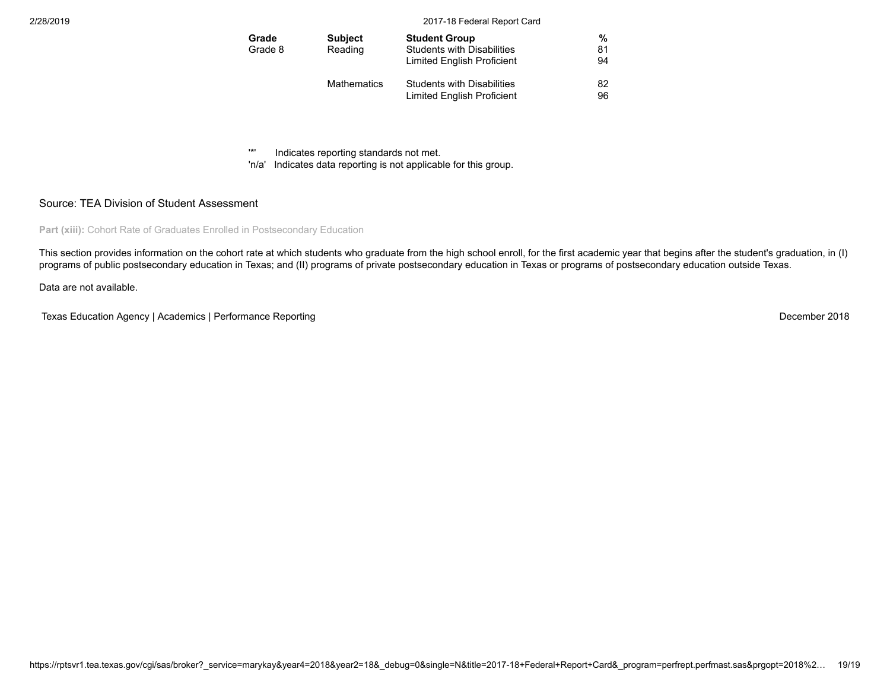| Grade | Subject | Student Group | % |
|---|---|---|---|
| Grade 8 | Reading | Students with Disabilities | 81 |
| | | Limited English Proficient | 94 |
| | Mathematics | Students with Disabilities | 82 |
| | | Limited English Proficient | 96 |

'*' Indicates reporting standards not met.
'n/a' Indicates data reporting is not applicable for this group.

Source: TEA Division of Student Assessment

**Part (xiii):** Cohort Rate of Graduates Enrolled in Postsecondary Education

This section provides information on the cohort rate at which students who graduate from the high school enroll, for the first academic year that begins after the student's graduation, in (I) programs of public postsecondary education in Texas; and (II) programs of private postsecondary education in Texas or programs of postsecondary education outside Texas.

Data are not available.

Texas Education Agency | Academics | Performance Reporting

December 2018